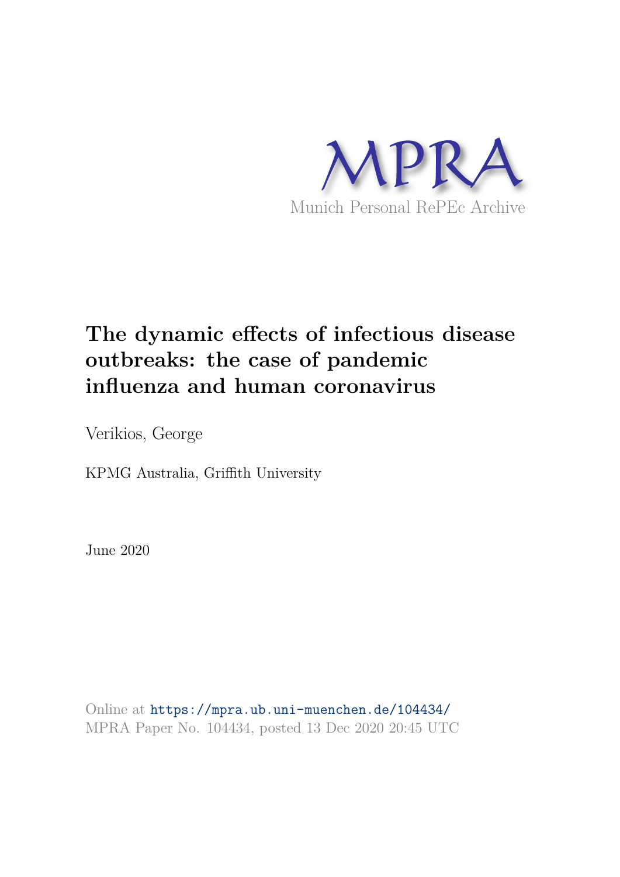MPRA

Munich Personal RePEc Archive

# The dynamic effects of infectious disease outbreaks: the case of pandemic influenza and human coronavirus

Verikios, George

KPMG Australia, Griffith University

June 2020

Online at https://mpra.ub.uni-muenchen.de/104434/
MPRA Paper No. 104434, posted 13 Dec 2020 20:45 UTC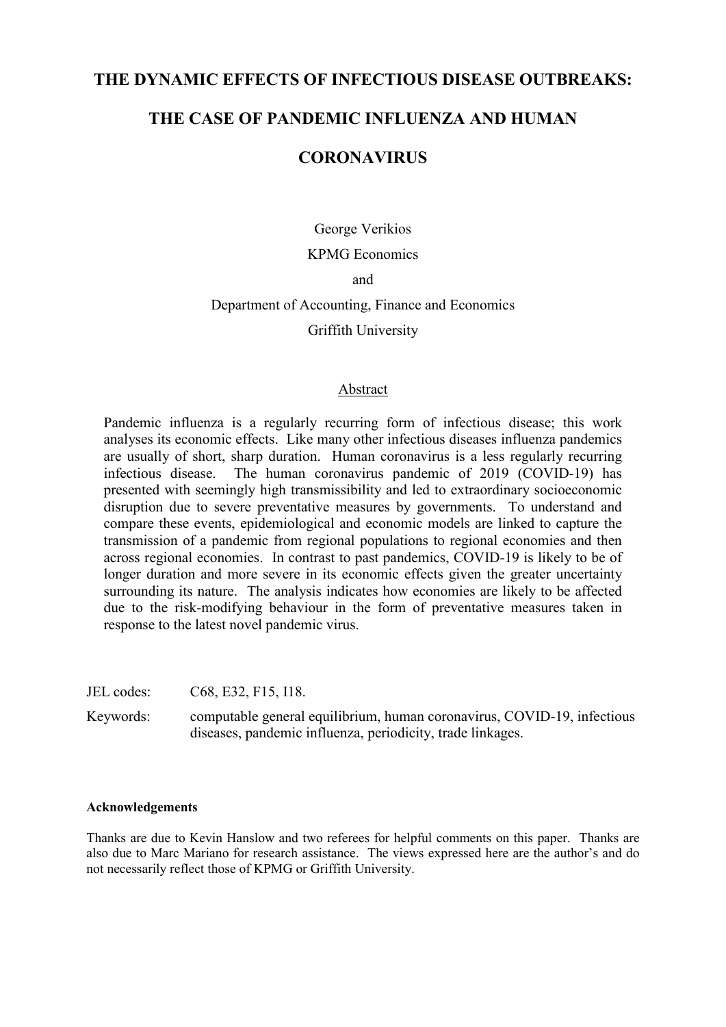# THE DYNAMIC EFFECTS OF INFECTIOUS DISEASE OUTBREAKS: THE CASE OF PANDEMIC INFLUENZA AND HUMAN CORONAVIRUS

George Verikios
KPMG Economics
and
Department of Accounting, Finance and Economics
Griffith University

## Abstract

Pandemic influenza is a regularly recurring form of infectious disease; this work analyses its economic effects. Like many other infectious diseases influenza pandemics are usually of short, sharp duration. Human coronavirus is a less regularly recurring infectious disease. The human coronavirus pandemic of 2019 (COVID-19) has presented with seemingly high transmissibility and led to extraordinary socioeconomic disruption due to severe preventative measures by governments. To understand and compare these events, epidemiological and economic models are linked to capture the transmission of a pandemic from regional populations to regional economies and then across regional economies. In contrast to past pandemics, COVID-19 is likely to be of longer duration and more severe in its economic effects given the greater uncertainty surrounding its nature. The analysis indicates how economies are likely to be affected due to the risk-modifying behaviour in the form of preventative measures taken in response to the latest novel pandemic virus.

JEL codes: C68, E32, F15, I18.

Keywords: computable general equilibrium, human coronavirus, COVID-19, infectious diseases, pandemic influenza, periodicity, trade linkages.

**Acknowledgements**

Thanks are due to Kevin Hanslow and two referees for helpful comments on this paper. Thanks are also due to Marc Mariano for research assistance. The views expressed here are the author's and do not necessarily reflect those of KPMG or Griffith University.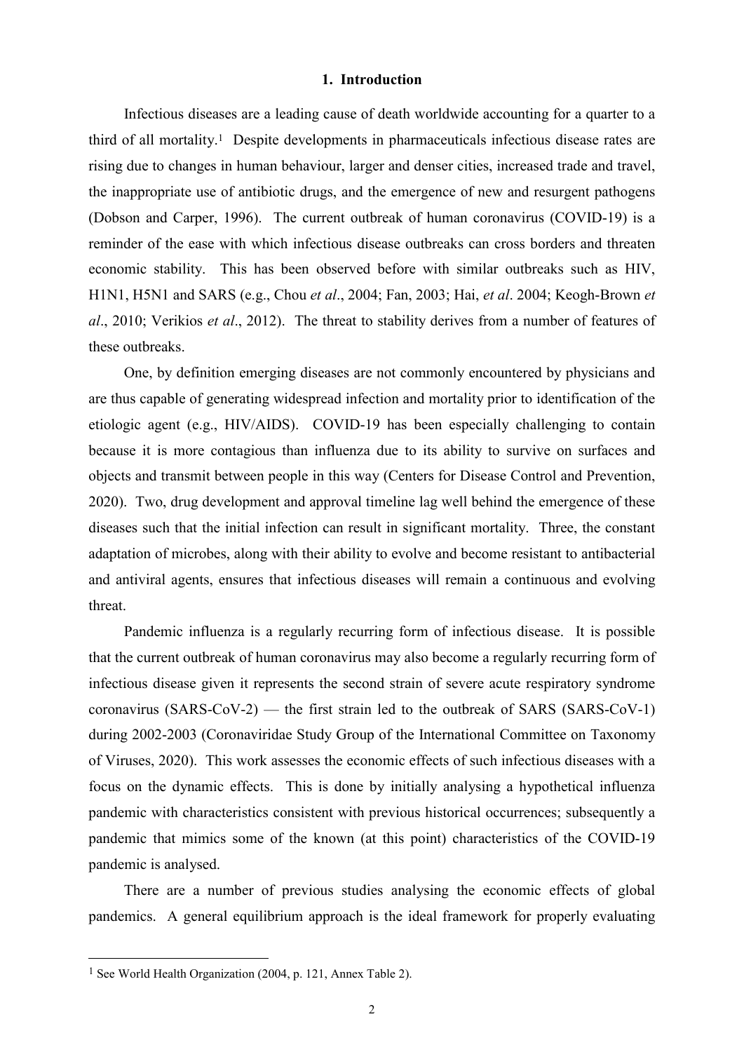## 1. Introduction

Infectious diseases are a leading cause of death worldwide accounting for a quarter to a third of all mortality.[1] Despite developments in pharmaceuticals infectious disease rates are rising due to changes in human behaviour, larger and denser cities, increased trade and travel, the inappropriate use of antibiotic drugs, and the emergence of new and resurgent pathogens (Dobson and Carper, 1996). The current outbreak of human coronavirus (COVID-19) is a reminder of the ease with which infectious disease outbreaks can cross borders and threaten economic stability. This has been observed before with similar outbreaks such as HIV, H1N1, H5N1 and SARS (e.g., Chou *et al*., 2004; Fan, 2003; Hai, *et al*. 2004; Keogh-Brown *et al*., 2010; Verikios *et al*., 2012). The threat to stability derives from a number of features of these outbreaks.

One, by definition emerging diseases are not commonly encountered by physicians and are thus capable of generating widespread infection and mortality prior to identification of the etiologic agent (e.g., HIV/AIDS). COVID-19 has been especially challenging to contain because it is more contagious than influenza due to its ability to survive on surfaces and objects and transmit between people in this way (Centers for Disease Control and Prevention, 2020). Two, drug development and approval timeline lag well behind the emergence of these diseases such that the initial infection can result in significant mortality. Three, the constant adaptation of microbes, along with their ability to evolve and become resistant to antibacterial and antiviral agents, ensures that infectious diseases will remain a continuous and evolving threat.

Pandemic influenza is a regularly recurring form of infectious disease. It is possible that the current outbreak of human coronavirus may also become a regularly recurring form of infectious disease given it represents the second strain of severe acute respiratory syndrome coronavirus (SARS-CoV-2) — the first strain led to the outbreak of SARS (SARS-CoV-1) during 2002-2003 (Coronaviridae Study Group of the International Committee on Taxonomy of Viruses, 2020). This work assesses the economic effects of such infectious diseases with a focus on the dynamic effects. This is done by initially analysing a hypothetical influenza pandemic with characteristics consistent with previous historical occurrences; subsequently a pandemic that mimics some of the known (at this point) characteristics of the COVID-19 pandemic is analysed.

There are a number of previous studies analysing the economic effects of global pandemics. A general equilibrium approach is the ideal framework for properly evaluating

[1] See World Health Organization (2004, p. 121, Annex Table 2).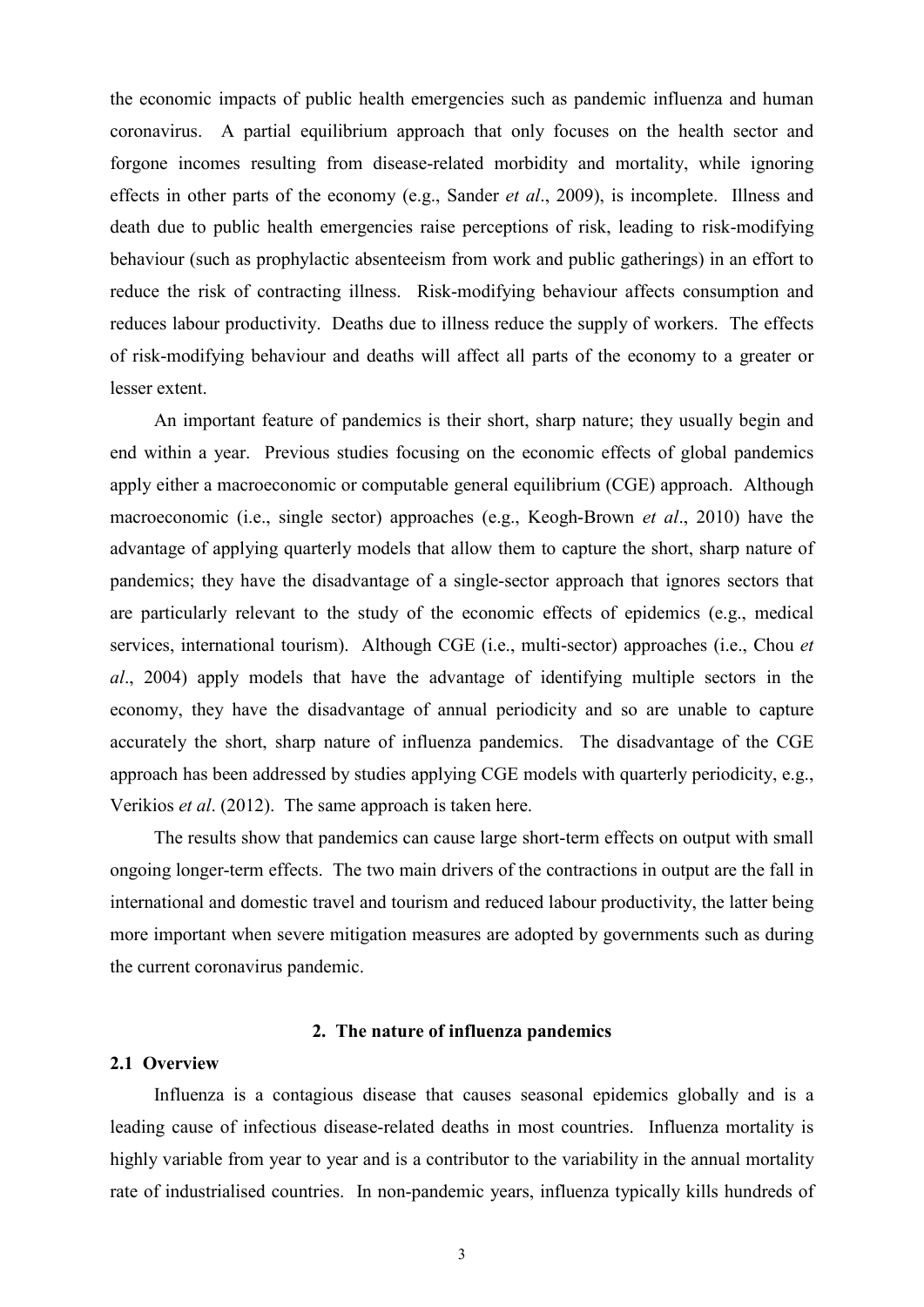the economic impacts of public health emergencies such as pandemic influenza and human coronavirus. A partial equilibrium approach that only focuses on the health sector and forgone incomes resulting from disease-related morbidity and mortality, while ignoring effects in other parts of the economy (e.g., Sander *et al*., 2009), is incomplete. Illness and death due to public health emergencies raise perceptions of risk, leading to risk-modifying behaviour (such as prophylactic absenteeism from work and public gatherings) in an effort to reduce the risk of contracting illness. Risk-modifying behaviour affects consumption and reduces labour productivity. Deaths due to illness reduce the supply of workers. The effects of risk-modifying behaviour and deaths will affect all parts of the economy to a greater or lesser extent.

An important feature of pandemics is their short, sharp nature; they usually begin and end within a year. Previous studies focusing on the economic effects of global pandemics apply either a macroeconomic or computable general equilibrium (CGE) approach. Although macroeconomic (i.e., single sector) approaches (e.g., Keogh-Brown *et al*., 2010) have the advantage of applying quarterly models that allow them to capture the short, sharp nature of pandemics; they have the disadvantage of a single-sector approach that ignores sectors that are particularly relevant to the study of the economic effects of epidemics (e.g., medical services, international tourism). Although CGE (i.e., multi-sector) approaches (i.e., Chou *et al*., 2004) apply models that have the advantage of identifying multiple sectors in the economy, they have the disadvantage of annual periodicity and so are unable to capture accurately the short, sharp nature of influenza pandemics. The disadvantage of the CGE approach has been addressed by studies applying CGE models with quarterly periodicity, e.g., Verikios *et al*. (2012). The same approach is taken here.

The results show that pandemics can cause large short-term effects on output with small ongoing longer-term effects. The two main drivers of the contractions in output are the fall in international and domestic travel and tourism and reduced labour productivity, the latter being more important when severe mitigation measures are adopted by governments such as during the current coronavirus pandemic.

## 2. The nature of influenza pandemics

### 2.1 Overview

Influenza is a contagious disease that causes seasonal epidemics globally and is a leading cause of infectious disease-related deaths in most countries. Influenza mortality is highly variable from year to year and is a contributor to the variability in the annual mortality rate of industrialised countries. In non-pandemic years, influenza typically kills hundreds of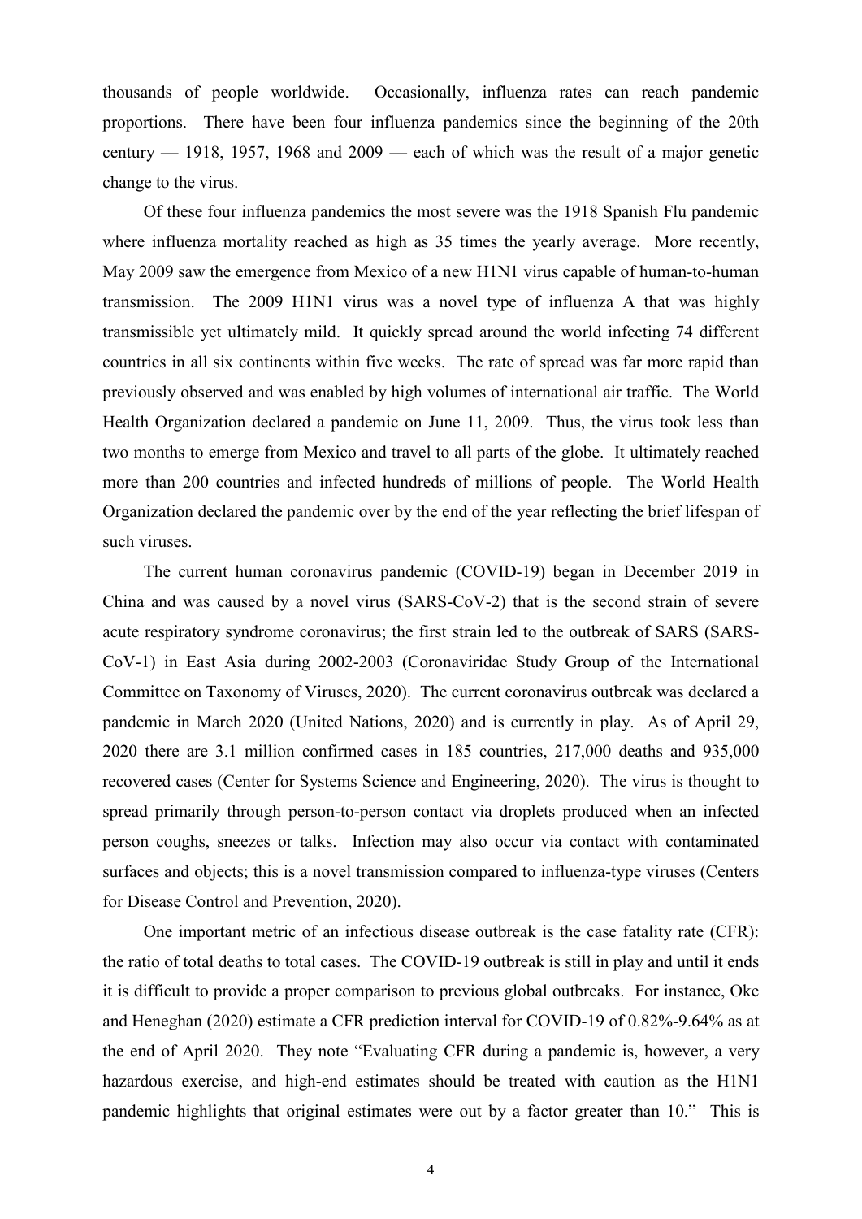thousands of people worldwide. Occasionally, influenza rates can reach pandemic proportions. There have been four influenza pandemics since the beginning of the 20th century — 1918, 1957, 1968 and 2009 — each of which was the result of a major genetic change to the virus.

Of these four influenza pandemics the most severe was the 1918 Spanish Flu pandemic where influenza mortality reached as high as 35 times the yearly average. More recently, May 2009 saw the emergence from Mexico of a new H1N1 virus capable of human-to-human transmission. The 2009 H1N1 virus was a novel type of influenza A that was highly transmissible yet ultimately mild. It quickly spread around the world infecting 74 different countries in all six continents within five weeks. The rate of spread was far more rapid than previously observed and was enabled by high volumes of international air traffic. The World Health Organization declared a pandemic on June 11, 2009. Thus, the virus took less than two months to emerge from Mexico and travel to all parts of the globe. It ultimately reached more than 200 countries and infected hundreds of millions of people. The World Health Organization declared the pandemic over by the end of the year reflecting the brief lifespan of such viruses.

The current human coronavirus pandemic (COVID-19) began in December 2019 in China and was caused by a novel virus (SARS-CoV-2) that is the second strain of severe acute respiratory syndrome coronavirus; the first strain led to the outbreak of SARS (SARS-CoV-1) in East Asia during 2002-2003 (Coronaviridae Study Group of the International Committee on Taxonomy of Viruses, 2020). The current coronavirus outbreak was declared a pandemic in March 2020 (United Nations, 2020) and is currently in play. As of April 29, 2020 there are 3.1 million confirmed cases in 185 countries, 217,000 deaths and 935,000 recovered cases (Center for Systems Science and Engineering, 2020). The virus is thought to spread primarily through person-to-person contact via droplets produced when an infected person coughs, sneezes or talks. Infection may also occur via contact with contaminated surfaces and objects; this is a novel transmission compared to influenza-type viruses (Centers for Disease Control and Prevention, 2020).

One important metric of an infectious disease outbreak is the case fatality rate (CFR): the ratio of total deaths to total cases. The COVID-19 outbreak is still in play and until it ends it is difficult to provide a proper comparison to previous global outbreaks. For instance, Oke and Heneghan (2020) estimate a CFR prediction interval for COVID-19 of 0.82%-9.64% as at the end of April 2020. They note "Evaluating CFR during a pandemic is, however, a very hazardous exercise, and high-end estimates should be treated with caution as the H1N1 pandemic highlights that original estimates were out by a factor greater than 10." This is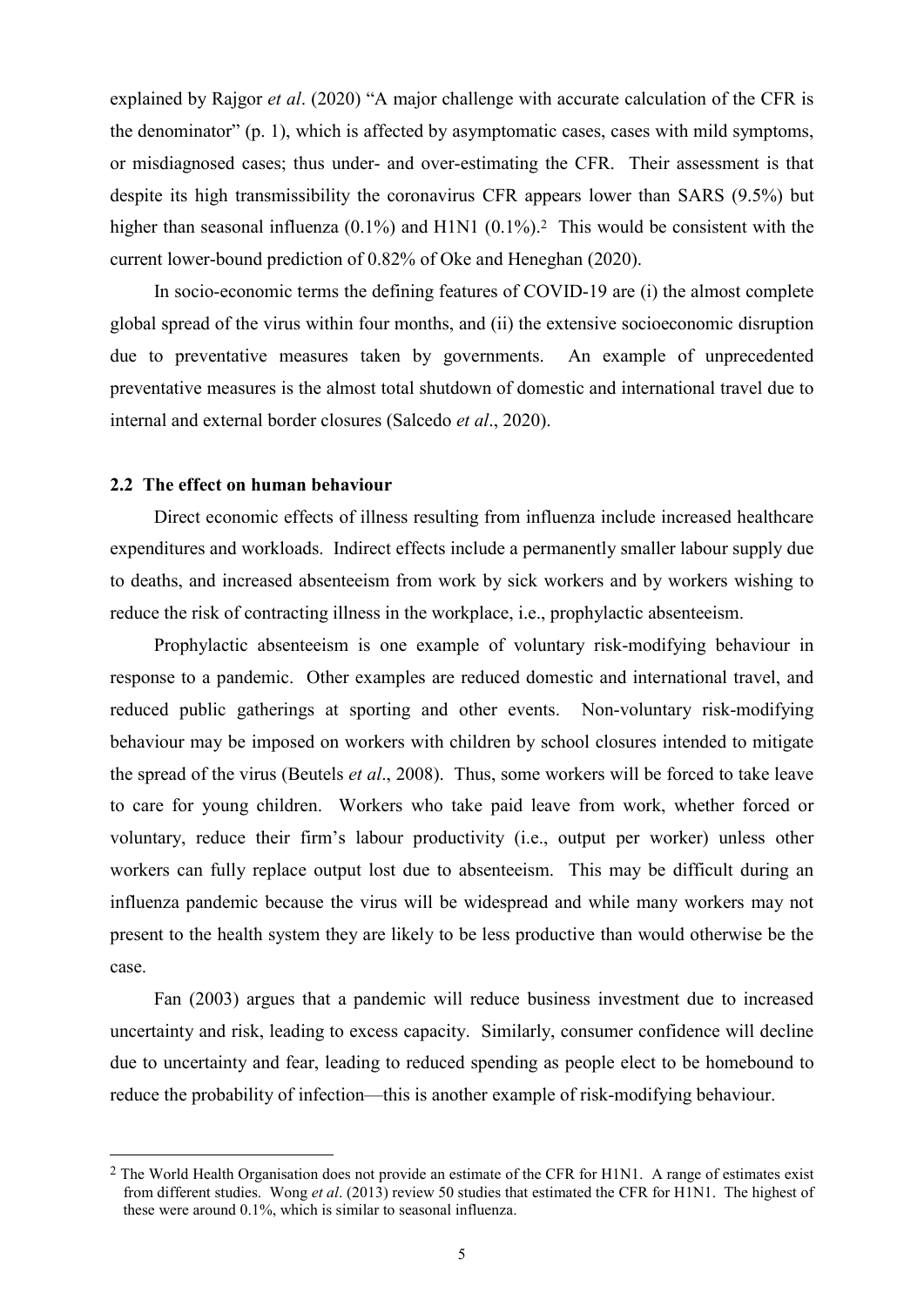explained by Rajgor *et al*. (2020) "A major challenge with accurate calculation of the CFR is the denominator" (p. 1), which is affected by asymptomatic cases, cases with mild symptoms, or misdiagnosed cases; thus under- and over-estimating the CFR. Their assessment is that despite its high transmissibility the coronavirus CFR appears lower than SARS (9.5%) but higher than seasonal influenza (0.1%) and H1N1 (0.1%).[2] This would be consistent with the current lower-bound prediction of 0.82% of Oke and Heneghan (2020).

In socio-economic terms the defining features of COVID-19 are (i) the almost complete global spread of the virus within four months, and (ii) the extensive socioeconomic disruption due to preventative measures taken by governments. An example of unprecedented preventative measures is the almost total shutdown of domestic and international travel due to internal and external border closures (Salcedo *et al*., 2020).

### 2.2 The effect on human behaviour

Direct economic effects of illness resulting from influenza include increased healthcare expenditures and workloads. Indirect effects include a permanently smaller labour supply due to deaths, and increased absenteeism from work by sick workers and by workers wishing to reduce the risk of contracting illness in the workplace, i.e., prophylactic absenteeism.

Prophylactic absenteeism is one example of voluntary risk-modifying behaviour in response to a pandemic. Other examples are reduced domestic and international travel, and reduced public gatherings at sporting and other events. Non-voluntary risk-modifying behaviour may be imposed on workers with children by school closures intended to mitigate the spread of the virus (Beutels *et al*., 2008). Thus, some workers will be forced to take leave to care for young children. Workers who take paid leave from work, whether forced or voluntary, reduce their firm's labour productivity (i.e., output per worker) unless other workers can fully replace output lost due to absenteeism. This may be difficult during an influenza pandemic because the virus will be widespread and while many workers may not present to the health system they are likely to be less productive than would otherwise be the case.

Fan (2003) argues that a pandemic will reduce business investment due to increased uncertainty and risk, leading to excess capacity. Similarly, consumer confidence will decline due to uncertainty and fear, leading to reduced spending as people elect to be homebound to reduce the probability of infection—this is another example of risk-modifying behaviour.

[2] The World Health Organisation does not provide an estimate of the CFR for H1N1. A range of estimates exist from different studies. Wong *et al*. (2013) review 50 studies that estimated the CFR for H1N1. The highest of these were around 0.1%, which is similar to seasonal influenza.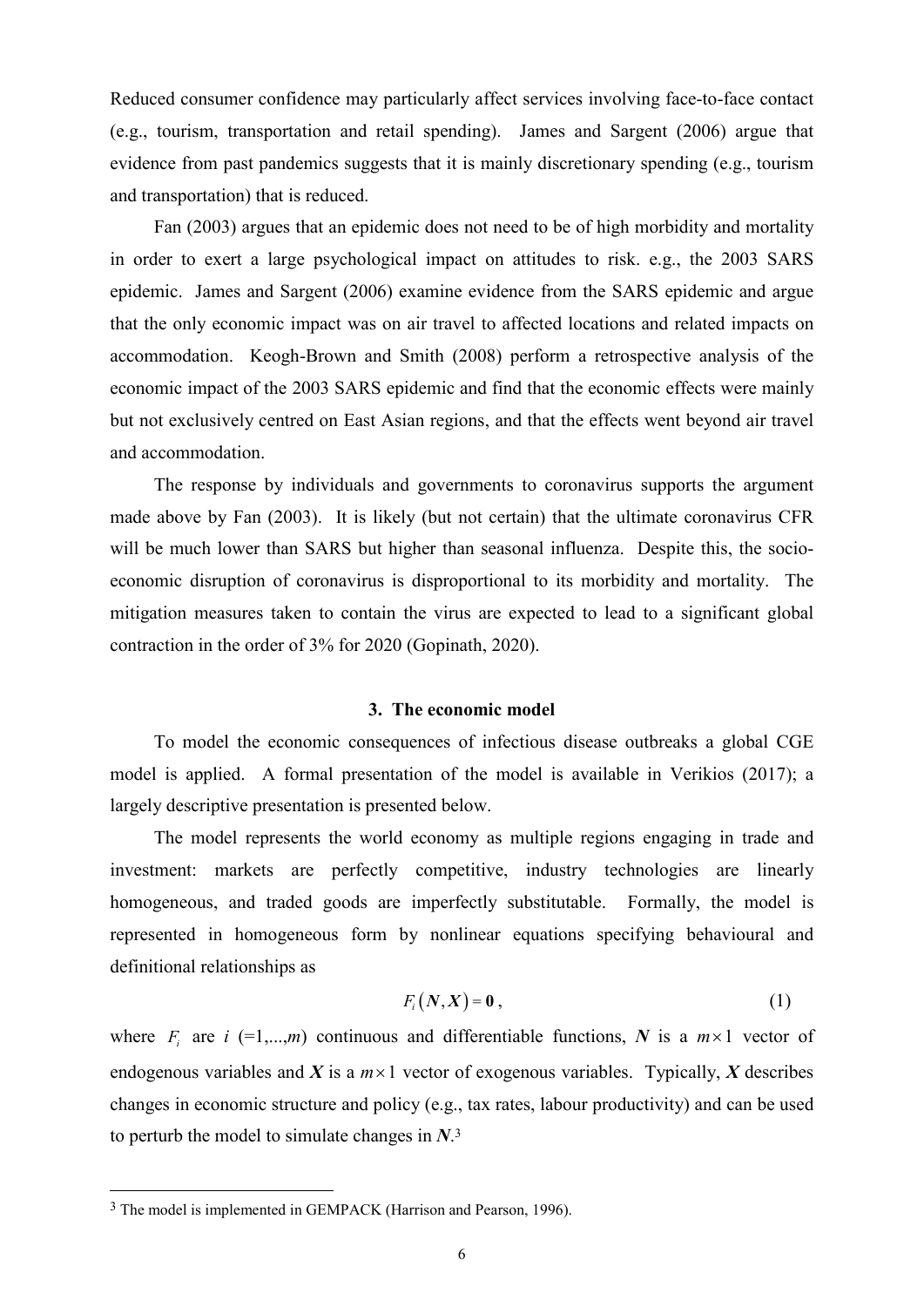Reduced consumer confidence may particularly affect services involving face-to-face contact (e.g., tourism, transportation and retail spending). James and Sargent (2006) argue that evidence from past pandemics suggests that it is mainly discretionary spending (e.g., tourism and transportation) that is reduced.

Fan (2003) argues that an epidemic does not need to be of high morbidity and mortality in order to exert a large psychological impact on attitudes to risk. e.g., the 2003 SARS epidemic. James and Sargent (2006) examine evidence from the SARS epidemic and argue that the only economic impact was on air travel to affected locations and related impacts on accommodation. Keogh-Brown and Smith (2008) perform a retrospective analysis of the economic impact of the 2003 SARS epidemic and find that the economic effects were mainly but not exclusively centred on East Asian regions, and that the effects went beyond air travel and accommodation.

The response by individuals and governments to coronavirus supports the argument made above by Fan (2003). It is likely (but not certain) that the ultimate coronavirus CFR will be much lower than SARS but higher than seasonal influenza. Despite this, the socio-economic disruption of coronavirus is disproportional to its morbidity and mortality. The mitigation measures taken to contain the virus are expected to lead to a significant global contraction in the order of 3% for 2020 (Gopinath, 2020).

## 3. The economic model

To model the economic consequences of infectious disease outbreaks a global CGE model is applied. A formal presentation of the model is available in Verikios (2017); a largely descriptive presentation is presented below.

The model represents the world economy as multiple regions engaging in trade and investment: markets are perfectly competitive, industry technologies are linearly homogeneous, and traded goods are imperfectly substitutable. Formally, the model is represented in homogeneous form by nonlinear equations specifying behavioural and definitional relationships as

$$F_i\left(\boldsymbol{N},\boldsymbol{X}\right)=\boldsymbol{0}\,, \qquad (1)$$

where $F_i$ are $i$ (=1,...,$m$) continuous and differentiable functions, $\boldsymbol{N}$ is a $m\times 1$ vector of endogenous variables and $\boldsymbol{X}$ is a $m\times 1$ vector of exogenous variables. Typically, $\boldsymbol{X}$ describes changes in economic structure and policy (e.g., tax rates, labour productivity) and can be used to perturb the model to simulate changes in $\boldsymbol{N}$.[3]

[3] The model is implemented in GEMPACK (Harrison and Pearson, 1996).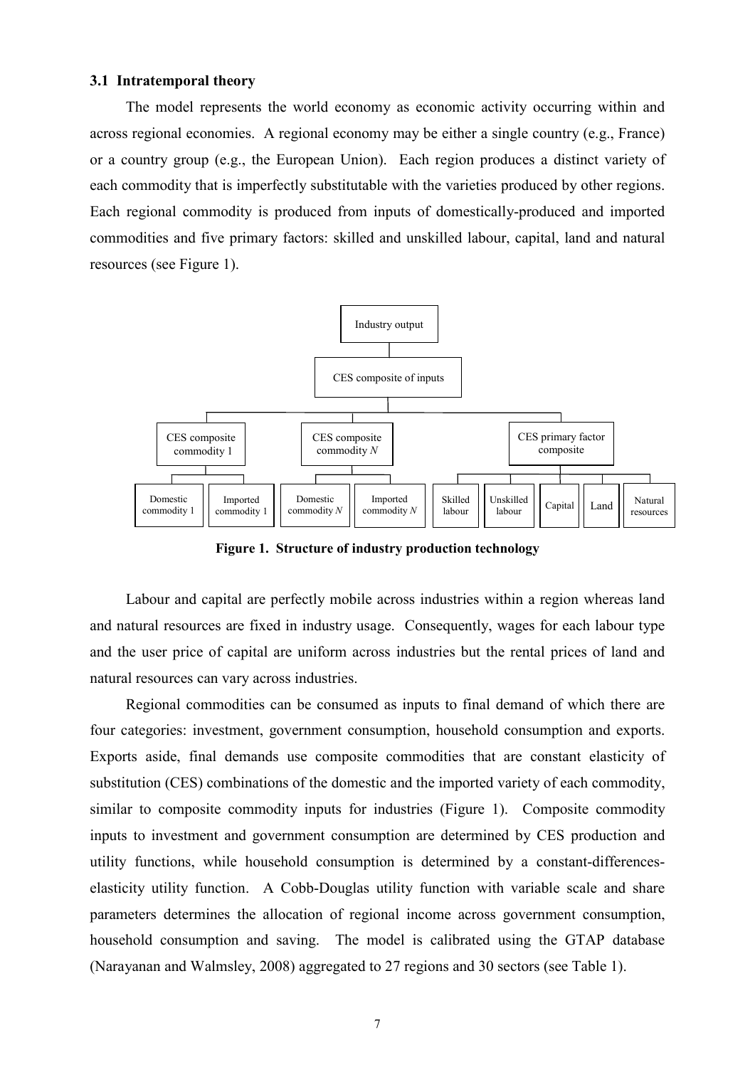### 3.1 Intratemporal theory

The model represents the world economy as economic activity occurring within and across regional economies. A regional economy may be either a single country (e.g., France) or a country group (e.g., the European Union). Each region produces a distinct variety of each commodity that is imperfectly substitutable with the varieties produced by other regions. Each regional commodity is produced from inputs of domestically-produced and imported commodities and five primary factors: skilled and unskilled labour, capital, land and natural resources (see Figure 1).

**Figure 1. Structure of industry production technology**

Labour and capital are perfectly mobile across industries within a region whereas land and natural resources are fixed in industry usage. Consequently, wages for each labour type and the user price of capital are uniform across industries but the rental prices of land and natural resources can vary across industries.

Regional commodities can be consumed as inputs to final demand of which there are four categories: investment, government consumption, household consumption and exports. Exports aside, final demands use composite commodities that are constant elasticity of substitution (CES) combinations of the domestic and the imported variety of each commodity, similar to composite commodity inputs for industries (Figure 1). Composite commodity inputs to investment and government consumption are determined by CES production and utility functions, while household consumption is determined by a constant-differences-elasticity utility function. A Cobb-Douglas utility function with variable scale and share parameters determines the allocation of regional income across government consumption, household consumption and saving. The model is calibrated using the GTAP database (Narayanan and Walmsley, 2008) aggregated to 27 regions and 30 sectors (see Table 1).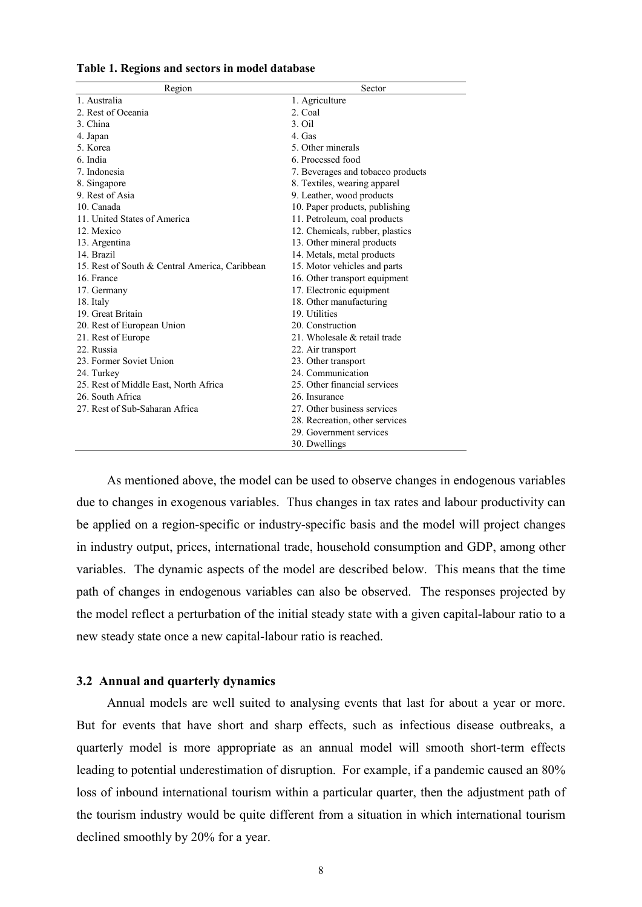**Table 1. Regions and sectors in model database**

| Region | Sector |
|---|---|
| 1. Australia | 1. Agriculture |
| 2. Rest of Oceania | 2. Coal |
| 3. China | 3. Oil |
| 4. Japan | 4. Gas |
| 5. Korea | 5. Other minerals |
| 6. India | 6. Processed food |
| 7. Indonesia | 7. Beverages and tobacco products |
| 8. Singapore | 8. Textiles, wearing apparel |
| 9. Rest of Asia | 9. Leather, wood products |
| 10. Canada | 10. Paper products, publishing |
| 11. United States of America | 11. Petroleum, coal products |
| 12. Mexico | 12. Chemicals, rubber, plastics |
| 13. Argentina | 13. Other mineral products |
| 14. Brazil | 14. Metals, metal products |
| 15. Rest of South & Central America, Caribbean | 15. Motor vehicles and parts |
| 16. France | 16. Other transport equipment |
| 17. Germany | 17. Electronic equipment |
| 18. Italy | 18. Other manufacturing |
| 19. Great Britain | 19. Utilities |
| 20. Rest of European Union | 20. Construction |
| 21. Rest of Europe | 21. Wholesale & retail trade |
| 22. Russia | 22. Air transport |
| 23. Former Soviet Union | 23. Other transport |
| 24. Turkey | 24. Communication |
| 25. Rest of Middle East, North Africa | 25. Other financial services |
| 26. South Africa | 26. Insurance |
| 27. Rest of Sub-Saharan Africa | 27. Other business services |
| | 28. Recreation, other services |
| | 29. Government services |
| | 30. Dwellings |

As mentioned above, the model can be used to observe changes in endogenous variables due to changes in exogenous variables. Thus changes in tax rates and labour productivity can be applied on a region-specific or industry-specific basis and the model will project changes in industry output, prices, international trade, household consumption and GDP, among other variables. The dynamic aspects of the model are described below. This means that the time path of changes in endogenous variables can also be observed. The responses projected by the model reflect a perturbation of the initial steady state with a given capital-labour ratio to a new steady state once a new capital-labour ratio is reached.

### 3.2 Annual and quarterly dynamics

Annual models are well suited to analysing events that last for about a year or more. But for events that have short and sharp effects, such as infectious disease outbreaks, a quarterly model is more appropriate as an annual model will smooth short-term effects leading to potential underestimation of disruption. For example, if a pandemic caused an 80% loss of inbound international tourism within a particular quarter, then the adjustment path of the tourism industry would be quite different from a situation in which international tourism declined smoothly by 20% for a year.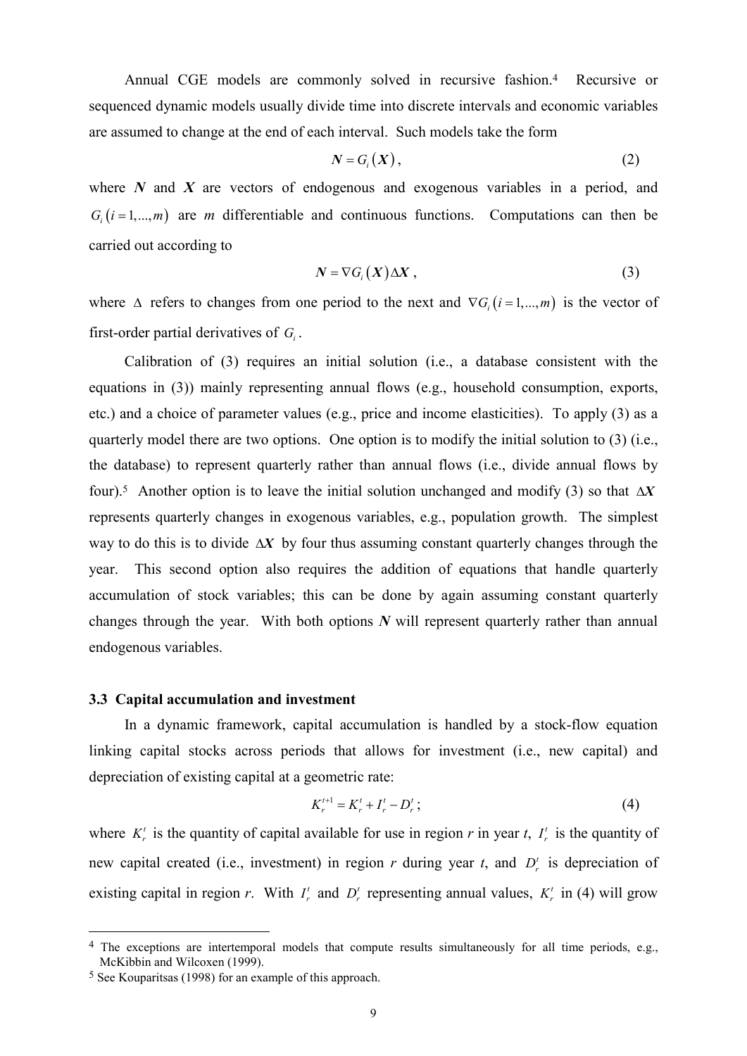Annual CGE models are commonly solved in recursive fashion.[4] Recursive or sequenced dynamic models usually divide time into discrete intervals and economic variables are assumed to change at the end of each interval. Such models take the form

$$\boldsymbol{N} = G_i\left(\boldsymbol{X}\right), \tag{2}$$

where $\boldsymbol{N}$ and $\boldsymbol{X}$ are vectors of endogenous and exogenous variables in a period, and $G_i\left(i = 1,...,m\right)$ are $m$ differentiable and continuous functions. Computations can then be carried out according to

$$\boldsymbol{N} = \nabla G_i\left(\boldsymbol{X}\right)\Delta\boldsymbol{X}, \tag{3}$$

where $\Delta$ refers to changes from one period to the next and $\nabla G_i\left(i = 1,...,m\right)$ is the vector of first-order partial derivatives of $G_i$.

Calibration of (3) requires an initial solution (i.e., a database consistent with the equations in (3)) mainly representing annual flows (e.g., household consumption, exports, etc.) and a choice of parameter values (e.g., price and income elasticities). To apply (3) as a quarterly model there are two options. One option is to modify the initial solution to (3) (i.e., the database) to represent quarterly rather than annual flows (i.e., divide annual flows by four).[5] Another option is to leave the initial solution unchanged and modify (3) so that $\Delta\boldsymbol{X}$ represents quarterly changes in exogenous variables, e.g., population growth. The simplest way to do this is to divide $\Delta\boldsymbol{X}$ by four thus assuming constant quarterly changes through the year. This second option also requires the addition of equations that handle quarterly accumulation of stock variables; this can be done by again assuming constant quarterly changes through the year. With both options $\boldsymbol{N}$ will represent quarterly rather than annual endogenous variables.

### 3.3 Capital accumulation and investment

In a dynamic framework, capital accumulation is handled by a stock-flow equation linking capital stocks across periods that allows for investment (i.e., new capital) and depreciation of existing capital at a geometric rate:

$$K_r^{t+1} = K_r^t + I_r^t - D_r^t; \tag{4}$$

where $K_r^t$ is the quantity of capital available for use in region $r$ in year $t$, $I_r^t$ is the quantity of new capital created (i.e., investment) in region $r$ during year $t$, and $D_r^t$ is depreciation of existing capital in region $r$. With $I_r^t$ and $D_r^t$ representing annual values, $K_r^t$ in (4) will grow

---

[4] The exceptions are intertemporal models that compute results simultaneously for all time periods, e.g., McKibbin and Wilcoxen (1999).

[5] See Kouparitsas (1998) for an example of this approach.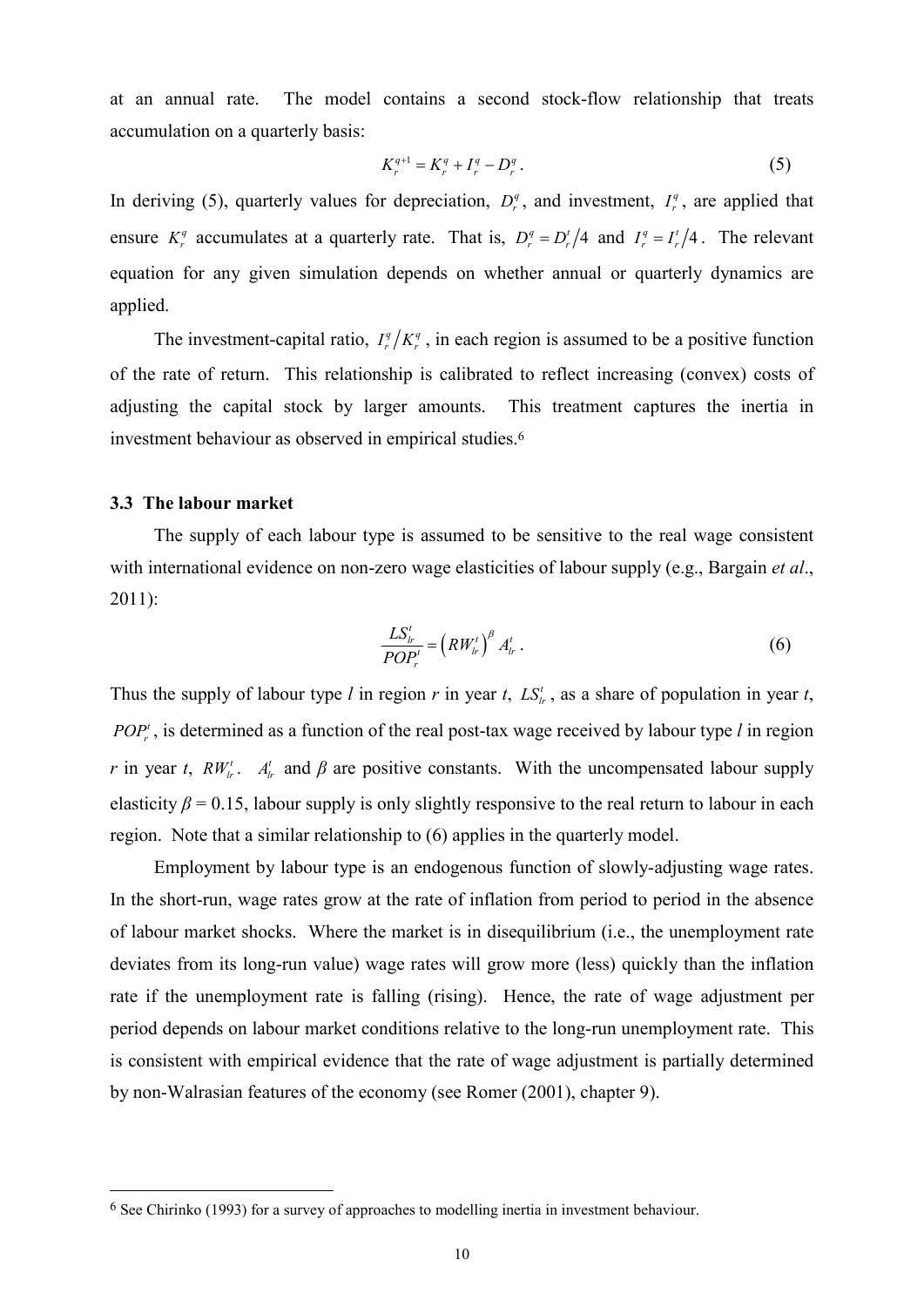at an annual rate. The model contains a second stock-flow relationship that treats accumulation on a quarterly basis:

$$K_r^{q+1} = K_r^q + I_r^q - D_r^q \, . \tag{5}$$

In deriving (5), quarterly values for depreciation, $D_r^q$, and investment, $I_r^q$, are applied that ensure $K_r^q$ accumulates at a quarterly rate. That is, $D_r^q = D_r^t/4$ and $I_r^q = I_r^t/4$. The relevant equation for any given simulation depends on whether annual or quarterly dynamics are applied.

The investment-capital ratio, $I_r^q/K_r^q$, in each region is assumed to be a positive function of the rate of return. This relationship is calibrated to reflect increasing (convex) costs of adjusting the capital stock by larger amounts. This treatment captures the inertia in investment behaviour as observed in empirical studies.[6]

### 3.3 The labour market

The supply of each labour type is assumed to be sensitive to the real wage consistent with international evidence on non-zero wage elasticities of labour supply (e.g., Bargain *et al*., 2011):

$$\frac{LS_{lr}^t}{POP_r^t} = \left(RW_{lr}^t\right)^{\beta} A_{lr}^t \, . \tag{6}$$

Thus the supply of labour type *l* in region *r* in year *t*, $LS_{lr}^t$, as a share of population in year *t*, $POP_r^t$, is determined as a function of the real post-tax wage received by labour type *l* in region *r* in year *t*, $RW_{lr}^t$. $A_{lr}^t$ and $\beta$ are positive constants. With the uncompensated labour supply elasticity $\beta = 0.15$, labour supply is only slightly responsive to the real return to labour in each region. Note that a similar relationship to (6) applies in the quarterly model.

Employment by labour type is an endogenous function of slowly-adjusting wage rates. In the short-run, wage rates grow at the rate of inflation from period to period in the absence of labour market shocks. Where the market is in disequilibrium (i.e., the unemployment rate deviates from its long-run value) wage rates will grow more (less) quickly than the inflation rate if the unemployment rate is falling (rising). Hence, the rate of wage adjustment per period depends on labour market conditions relative to the long-run unemployment rate. This is consistent with empirical evidence that the rate of wage adjustment is partially determined by non-Walrasian features of the economy (see Romer (2001), chapter 9).

[6] See Chirinko (1993) for a survey of approaches to modelling inertia in investment behaviour.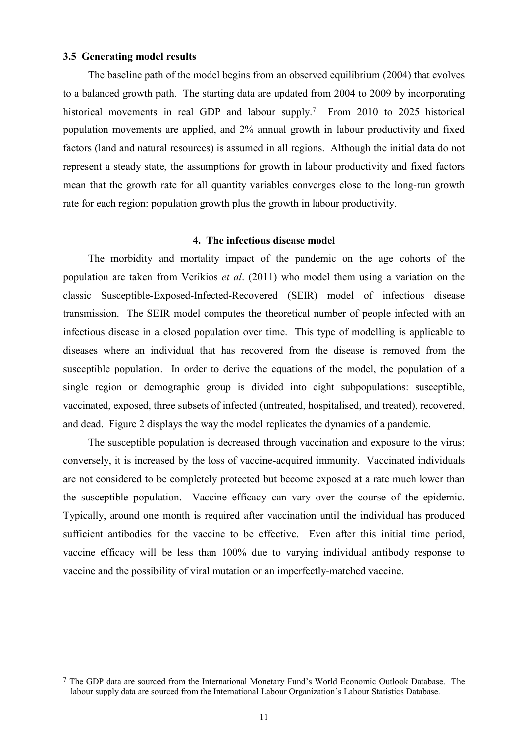### 3.5 Generating model results

The baseline path of the model begins from an observed equilibrium (2004) that evolves to a balanced growth path. The starting data are updated from 2004 to 2009 by incorporating historical movements in real GDP and labour supply.[7] From 2010 to 2025 historical population movements are applied, and 2% annual growth in labour productivity and fixed factors (land and natural resources) is assumed in all regions. Although the initial data do not represent a steady state, the assumptions for growth in labour productivity and fixed factors mean that the growth rate for all quantity variables converges close to the long-run growth rate for each region: population growth plus the growth in labour productivity.

## 4. The infectious disease model

The morbidity and mortality impact of the pandemic on the age cohorts of the population are taken from Verikios *et al*. (2011) who model them using a variation on the classic Susceptible-Exposed-Infected-Recovered (SEIR) model of infectious disease transmission. The SEIR model computes the theoretical number of people infected with an infectious disease in a closed population over time. This type of modelling is applicable to diseases where an individual that has recovered from the disease is removed from the susceptible population. In order to derive the equations of the model, the population of a single region or demographic group is divided into eight subpopulations: susceptible, vaccinated, exposed, three subsets of infected (untreated, hospitalised, and treated), recovered, and dead. Figure 2 displays the way the model replicates the dynamics of a pandemic.

The susceptible population is decreased through vaccination and exposure to the virus; conversely, it is increased by the loss of vaccine-acquired immunity. Vaccinated individuals are not considered to be completely protected but become exposed at a rate much lower than the susceptible population. Vaccine efficacy can vary over the course of the epidemic. Typically, around one month is required after vaccination until the individual has produced sufficient antibodies for the vaccine to be effective. Even after this initial time period, vaccine efficacy will be less than 100% due to varying individual antibody response to vaccine and the possibility of viral mutation or an imperfectly-matched vaccine.

---

[7] The GDP data are sourced from the International Monetary Fund's World Economic Outlook Database. The labour supply data are sourced from the International Labour Organization's Labour Statistics Database.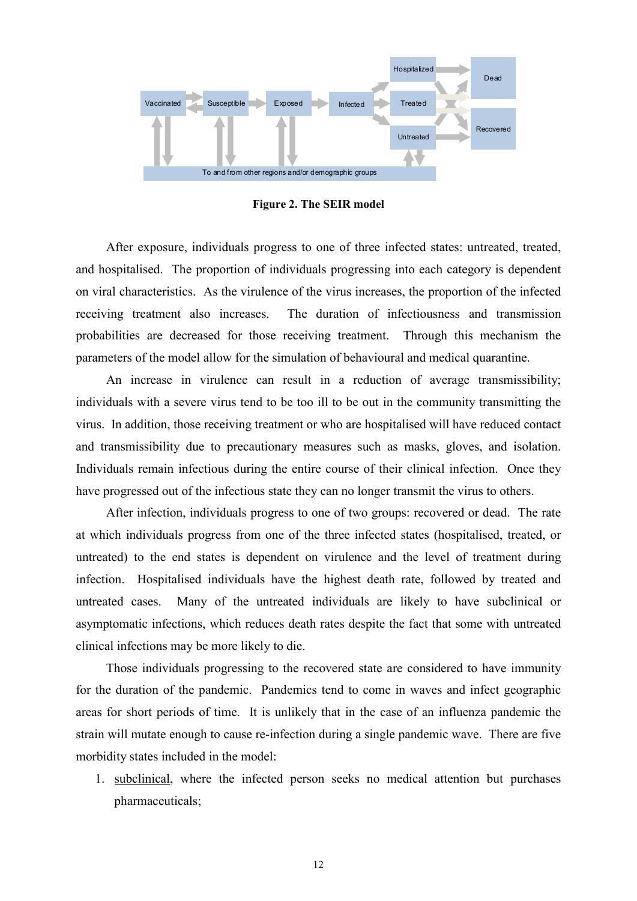Vaccinated
Susceptible
Exposed
Infected
Hospitalized
Treated
Untreated
Dead
Recovered
To and from other regions and/or demographic groups

**Figure 2. The SEIR model**

After exposure, individuals progress to one of three infected states: untreated, treated, and hospitalised. The proportion of individuals progressing into each category is dependent on viral characteristics. As the virulence of the virus increases, the proportion of the infected receiving treatment also increases. The duration of infectiousness and transmission probabilities are decreased for those receiving treatment. Through this mechanism the parameters of the model allow for the simulation of behavioural and medical quarantine.

An increase in virulence can result in a reduction of average transmissibility; individuals with a severe virus tend to be too ill to be out in the community transmitting the virus. In addition, those receiving treatment or who are hospitalised will have reduced contact and transmissibility due to precautionary measures such as masks, gloves, and isolation. Individuals remain infectious during the entire course of their clinical infection. Once they have progressed out of the infectious state they can no longer transmit the virus to others.

After infection, individuals progress to one of two groups: recovered or dead. The rate at which individuals progress from one of the three infected states (hospitalised, treated, or untreated) to the end states is dependent on virulence and the level of treatment during infection. Hospitalised individuals have the highest death rate, followed by treated and untreated cases. Many of the untreated individuals are likely to have subclinical or asymptomatic infections, which reduces death rates despite the fact that some with untreated clinical infections may be more likely to die.

Those individuals progressing to the recovered state are considered to have immunity for the duration of the pandemic. Pandemics tend to come in waves and infect geographic areas for short periods of time. It is unlikely that in the case of an influenza pandemic the strain will mutate enough to cause re-infection during a single pandemic wave. There are five morbidity states included in the model:

1. <u>subclinical</u>, where the infected person seeks no medical attention but purchases pharmaceuticals;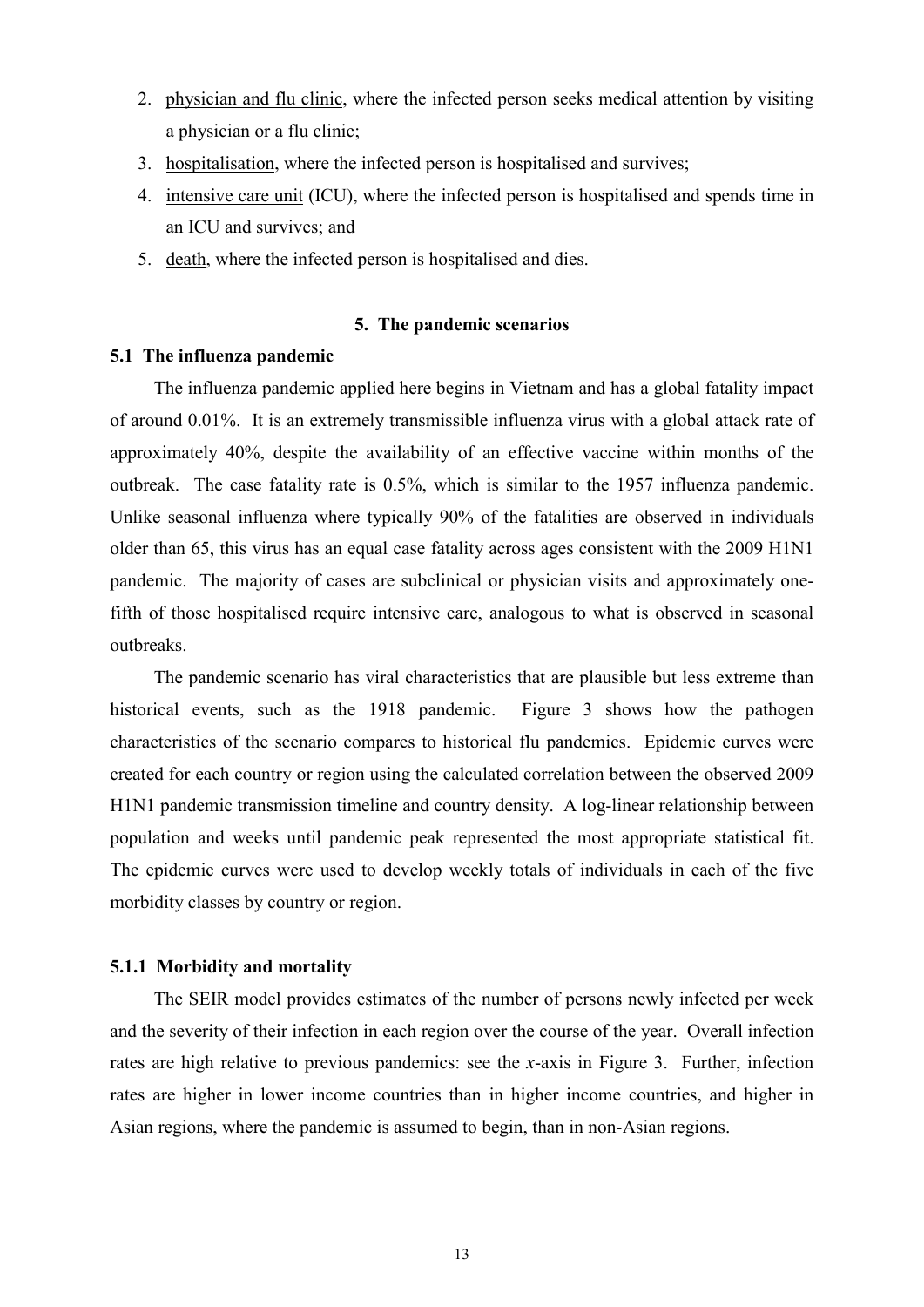2. physician and flu clinic, where the infected person seeks medical attention by visiting a physician or a flu clinic;
3. hospitalisation, where the infected person is hospitalised and survives;
4. intensive care unit (ICU), where the infected person is hospitalised and spends time in an ICU and survives; and
5. death, where the infected person is hospitalised and dies.

## 5. The pandemic scenarios

### 5.1 The influenza pandemic

The influenza pandemic applied here begins in Vietnam and has a global fatality impact of around 0.01%. It is an extremely transmissible influenza virus with a global attack rate of approximately 40%, despite the availability of an effective vaccine within months of the outbreak. The case fatality rate is 0.5%, which is similar to the 1957 influenza pandemic. Unlike seasonal influenza where typically 90% of the fatalities are observed in individuals older than 65, this virus has an equal case fatality across ages consistent with the 2009 H1N1 pandemic. The majority of cases are subclinical or physician visits and approximately one-fifth of those hospitalised require intensive care, analogous to what is observed in seasonal outbreaks.

The pandemic scenario has viral characteristics that are plausible but less extreme than historical events, such as the 1918 pandemic. Figure 3 shows how the pathogen characteristics of the scenario compares to historical flu pandemics. Epidemic curves were created for each country or region using the calculated correlation between the observed 2009 H1N1 pandemic transmission timeline and country density. A log-linear relationship between population and weeks until pandemic peak represented the most appropriate statistical fit. The epidemic curves were used to develop weekly totals of individuals in each of the five morbidity classes by country or region.

#### 5.1.1 Morbidity and mortality

The SEIR model provides estimates of the number of persons newly infected per week and the severity of their infection in each region over the course of the year. Overall infection rates are high relative to previous pandemics: see the *x*-axis in Figure 3. Further, infection rates are higher in lower income countries than in higher income countries, and higher in Asian regions, where the pandemic is assumed to begin, than in non-Asian regions.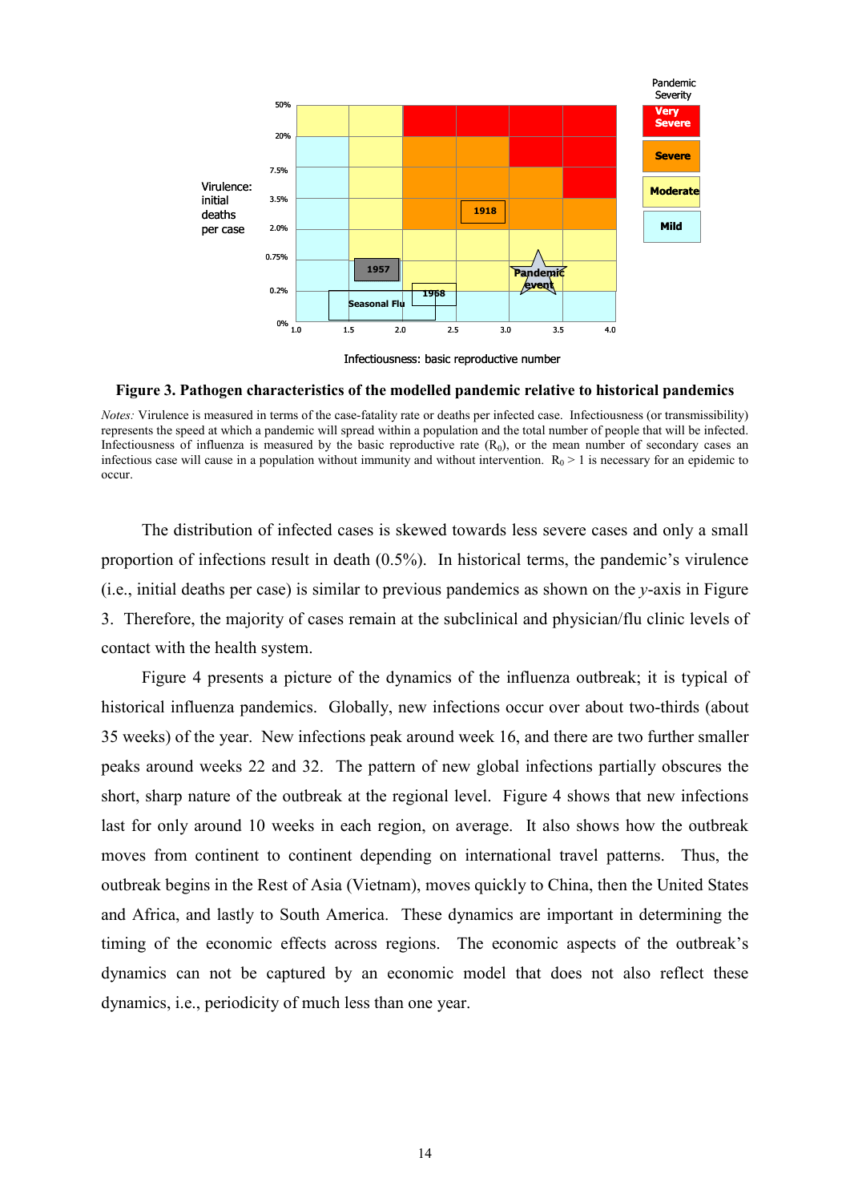**Figure 3. Pathogen characteristics of the modelled pandemic relative to historical pandemics**

*Notes:* Virulence is measured in terms of the case-fatality rate or deaths per infected case. Infectiousness (or transmissibility) represents the speed at which a pandemic will spread within a population and the total number of people that will be infected. Infectiousness of influenza is measured by the basic reproductive rate ($R_0$), or the mean number of secondary cases an infectious case will cause in a population without immunity and without intervention. $R_0 > 1$ is necessary for an epidemic to occur.

The distribution of infected cases is skewed towards less severe cases and only a small proportion of infections result in death (0.5%). In historical terms, the pandemic's virulence (i.e., initial deaths per case) is similar to previous pandemics as shown on the *y*-axis in Figure 3. Therefore, the majority of cases remain at the subclinical and physician/flu clinic levels of contact with the health system.

Figure 4 presents a picture of the dynamics of the influenza outbreak; it is typical of historical influenza pandemics. Globally, new infections occur over about two-thirds (about 35 weeks) of the year. New infections peak around week 16, and there are two further smaller peaks around weeks 22 and 32. The pattern of new global infections partially obscures the short, sharp nature of the outbreak at the regional level. Figure 4 shows that new infections last for only around 10 weeks in each region, on average. It also shows how the outbreak moves from continent to continent depending on international travel patterns. Thus, the outbreak begins in the Rest of Asia (Vietnam), moves quickly to China, then the United States and Africa, and lastly to South America. These dynamics are important in determining the timing of the economic effects across regions. The economic aspects of the outbreak's dynamics can not be captured by an economic model that does not also reflect these dynamics, i.e., periodicity of much less than one year.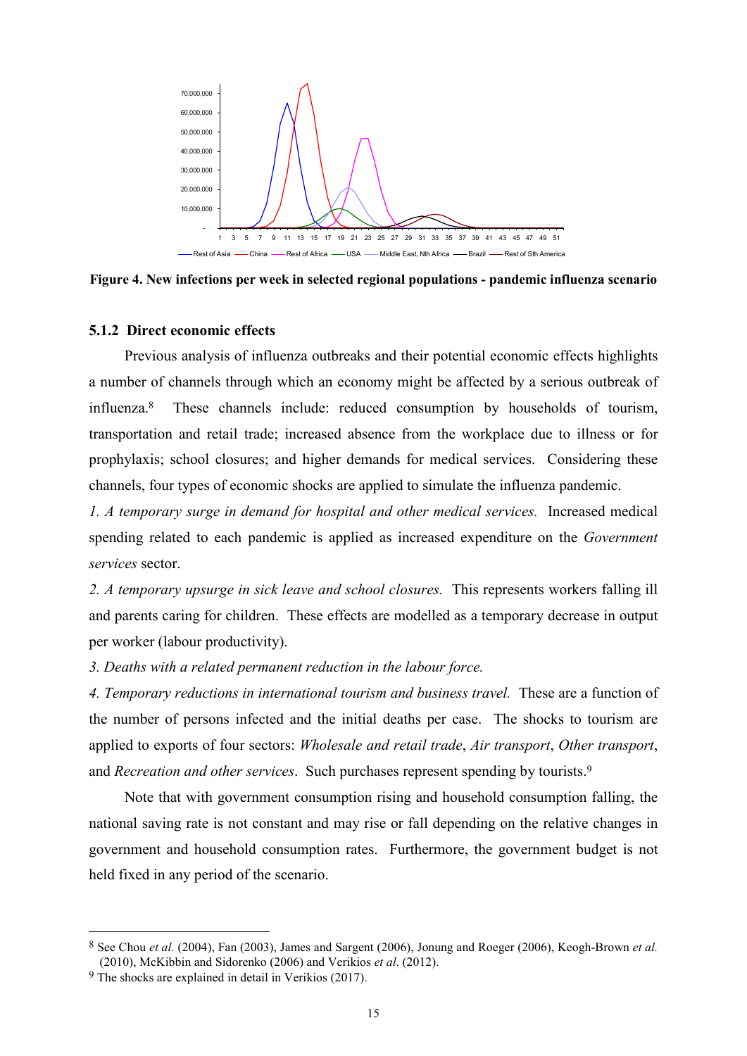**Figure 4. New infections per week in selected regional populations - pandemic influenza scenario**

### 5.1.2 Direct economic effects

Previous analysis of influenza outbreaks and their potential economic effects highlights a number of channels through which an economy might be affected by a serious outbreak of influenza.[8] These channels include: reduced consumption by households of tourism, transportation and retail trade; increased absence from the workplace due to illness or for prophylaxis; school closures; and higher demands for medical services. Considering these channels, four types of economic shocks are applied to simulate the influenza pandemic.

*1. A temporary surge in demand for hospital and other medical services.* Increased medical spending related to each pandemic is applied as increased expenditure on the *Government services* sector.

*2. A temporary upsurge in sick leave and school closures.* This represents workers falling ill and parents caring for children. These effects are modelled as a temporary decrease in output per worker (labour productivity).

*3. Deaths with a related permanent reduction in the labour force.*

*4. Temporary reductions in international tourism and business travel.* These are a function of the number of persons infected and the initial deaths per case. The shocks to tourism are applied to exports of four sectors: *Wholesale and retail trade*, *Air transport*, *Other transport*, and *Recreation and other services*. Such purchases represent spending by tourists.[9]

Note that with government consumption rising and household consumption falling, the national saving rate is not constant and may rise or fall depending on the relative changes in government and household consumption rates. Furthermore, the government budget is not held fixed in any period of the scenario.

---

[8] See Chou *et al.* (2004), Fan (2003), James and Sargent (2006), Jonung and Roeger (2006), Keogh-Brown *et al.* (2010), McKibbin and Sidorenko (2006) and Verikios *et al*. (2012).

[9] The shocks are explained in detail in Verikios (2017).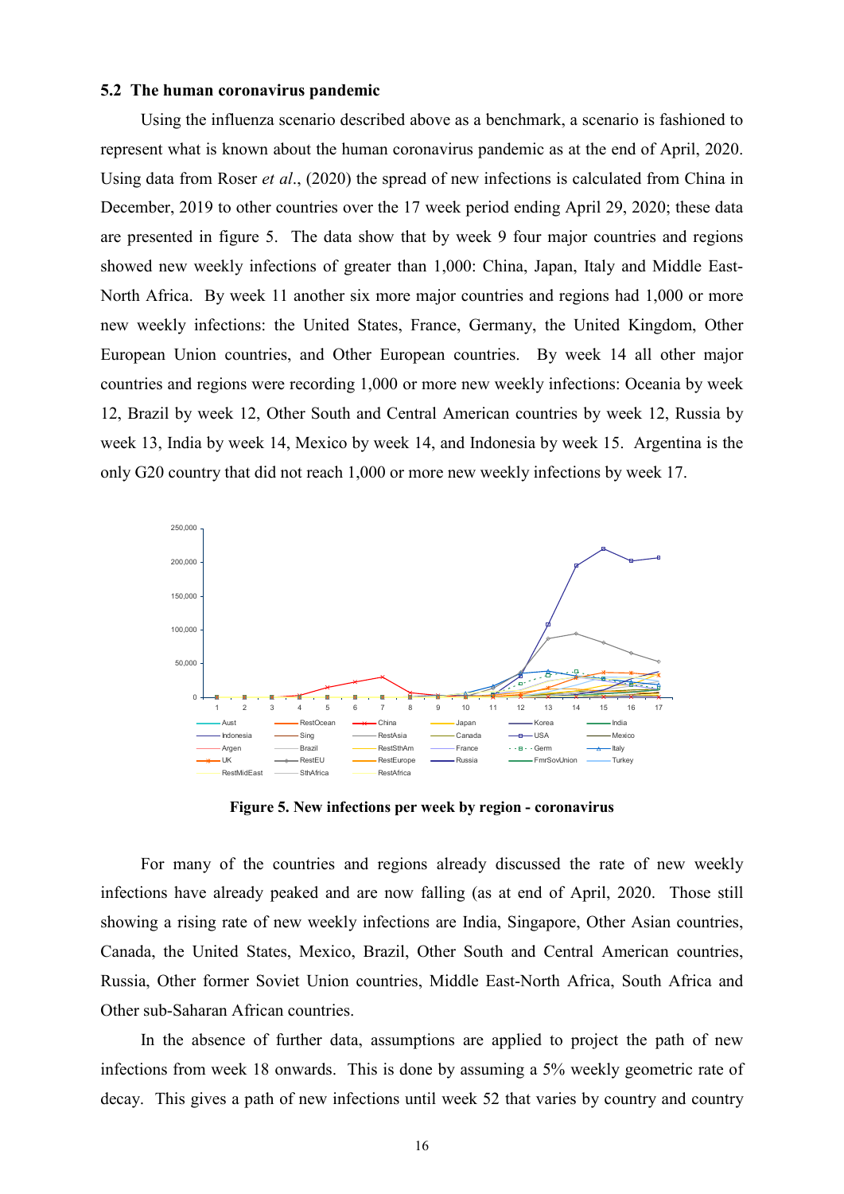### 5.2 The human coronavirus pandemic

Using the influenza scenario described above as a benchmark, a scenario is fashioned to represent what is known about the human coronavirus pandemic as at the end of April, 2020. Using data from Roser *et al*., (2020) the spread of new infections is calculated from China in December, 2019 to other countries over the 17 week period ending April 29, 2020; these data are presented in figure 5. The data show that by week 9 four major countries and regions showed new weekly infections of greater than 1,000: China, Japan, Italy and Middle East-North Africa. By week 11 another six more major countries and regions had 1,000 or more new weekly infections: the United States, France, Germany, the United Kingdom, Other European Union countries, and Other European countries. By week 14 all other major countries and regions were recording 1,000 or more new weekly infections: Oceania by week 12, Brazil by week 12, Other South and Central American countries by week 12, Russia by week 13, India by week 14, Mexico by week 14, and Indonesia by week 15. Argentina is the only G20 country that did not reach 1,000 or more new weekly infections by week 17.

**Figure 5. New infections per week by region - coronavirus**

For many of the countries and regions already discussed the rate of new weekly infections have already peaked and are now falling (as at end of April, 2020. Those still showing a rising rate of new weekly infections are India, Singapore, Other Asian countries, Canada, the United States, Mexico, Brazil, Other South and Central American countries, Russia, Other former Soviet Union countries, Middle East-North Africa, South Africa and Other sub-Saharan African countries.

In the absence of further data, assumptions are applied to project the path of new infections from week 18 onwards. This is done by assuming a 5% weekly geometric rate of decay. This gives a path of new infections until week 52 that varies by country and country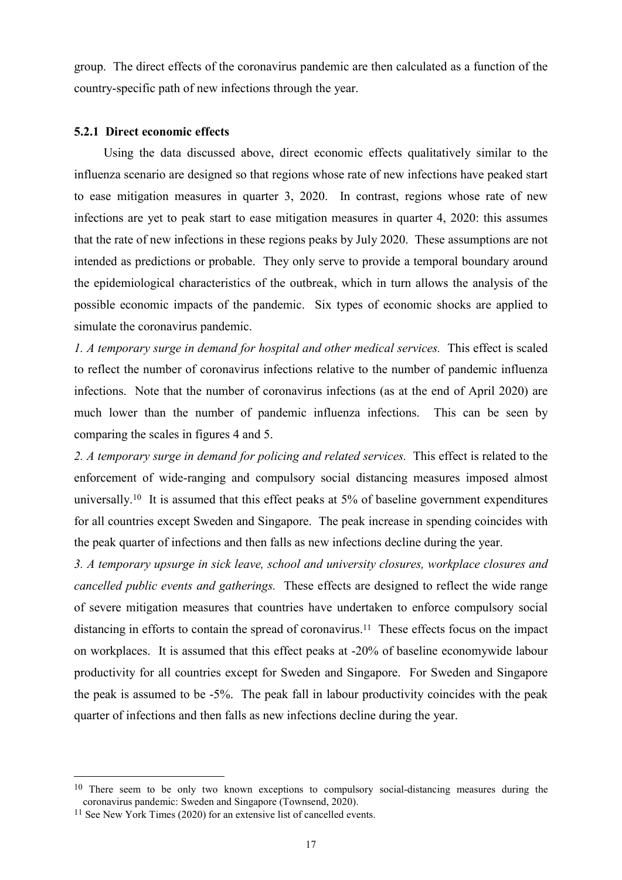group. The direct effects of the coronavirus pandemic are then calculated as a function of the country-specific path of new infections through the year.

### 5.2.1 Direct economic effects

Using the data discussed above, direct economic effects qualitatively similar to the influenza scenario are designed so that regions whose rate of new infections have peaked start to ease mitigation measures in quarter 3, 2020. In contrast, regions whose rate of new infections are yet to peak start to ease mitigation measures in quarter 4, 2020: this assumes that the rate of new infections in these regions peaks by July 2020. These assumptions are not intended as predictions or probable. They only serve to provide a temporal boundary around the epidemiological characteristics of the outbreak, which in turn allows the analysis of the possible economic impacts of the pandemic. Six types of economic shocks are applied to simulate the coronavirus pandemic.

*1. A temporary surge in demand for hospital and other medical services.* This effect is scaled to reflect the number of coronavirus infections relative to the number of pandemic influenza infections. Note that the number of coronavirus infections (as at the end of April 2020) are much lower than the number of pandemic influenza infections. This can be seen by comparing the scales in figures 4 and 5.

*2. A temporary surge in demand for policing and related services.* This effect is related to the enforcement of wide-ranging and compulsory social distancing measures imposed almost universally.[10] It is assumed that this effect peaks at 5% of baseline government expenditures for all countries except Sweden and Singapore. The peak increase in spending coincides with the peak quarter of infections and then falls as new infections decline during the year.

*3. A temporary upsurge in sick leave, school and university closures, workplace closures and cancelled public events and gatherings.* These effects are designed to reflect the wide range of severe mitigation measures that countries have undertaken to enforce compulsory social distancing in efforts to contain the spread of coronavirus.[11] These effects focus on the impact on workplaces. It is assumed that this effect peaks at -20% of baseline economywide labour productivity for all countries except for Sweden and Singapore. For Sweden and Singapore the peak is assumed to be -5%. The peak fall in labour productivity coincides with the peak quarter of infections and then falls as new infections decline during the year.

---

[10] There seem to be only two known exceptions to compulsory social-distancing measures during the coronavirus pandemic: Sweden and Singapore (Townsend, 2020).

[11] See New York Times (2020) for an extensive list of cancelled events.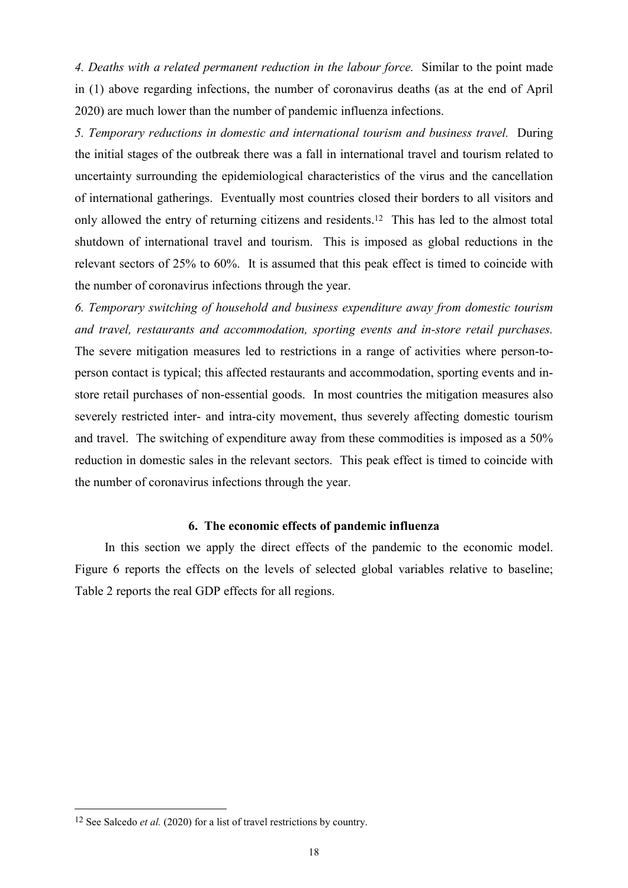*4. Deaths with a related permanent reduction in the labour force.* Similar to the point made in (1) above regarding infections, the number of coronavirus deaths (as at the end of April 2020) are much lower than the number of pandemic influenza infections.

*5. Temporary reductions in domestic and international tourism and business travel.* During the initial stages of the outbreak there was a fall in international travel and tourism related to uncertainty surrounding the epidemiological characteristics of the virus and the cancellation of international gatherings. Eventually most countries closed their borders to all visitors and only allowed the entry of returning citizens and residents.[12] This has led to the almost total shutdown of international travel and tourism. This is imposed as global reductions in the relevant sectors of 25% to 60%. It is assumed that this peak effect is timed to coincide with the number of coronavirus infections through the year.

*6. Temporary switching of household and business expenditure away from domestic tourism and travel, restaurants and accommodation, sporting events and in-store retail purchases.* The severe mitigation measures led to restrictions in a range of activities where person-to-person contact is typical; this affected restaurants and accommodation, sporting events and in-store retail purchases of non-essential goods. In most countries the mitigation measures also severely restricted inter- and intra-city movement, thus severely affecting domestic tourism and travel. The switching of expenditure away from these commodities is imposed as a 50% reduction in domestic sales in the relevant sectors. This peak effect is timed to coincide with the number of coronavirus infections through the year.

## 6. The economic effects of pandemic influenza

In this section we apply the direct effects of the pandemic to the economic model. Figure 6 reports the effects on the levels of selected global variables relative to baseline; Table 2 reports the real GDP effects for all regions.

---

[12] See Salcedo *et al.* (2020) for a list of travel restrictions by country.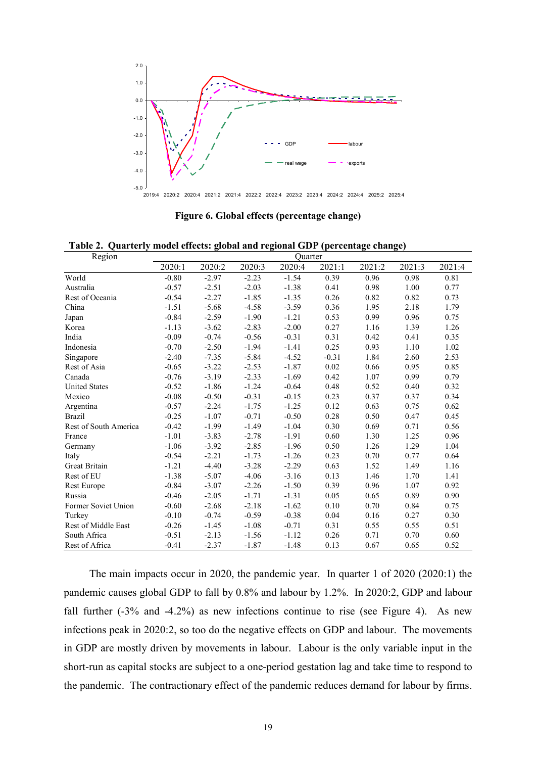**Figure 6. Global effects (percentage change)**

**Table 2. Quarterly model effects: global and regional GDP (percentage change)**

| Region | Quarter | | | | | | | |
|---|---|---|---|---|---|---|---|---|
| | 2020:1 | 2020:2 | 2020:3 | 2020:4 | 2021:1 | 2021:2 | 2021:3 | 2021:4 |
| World | -0.80 | -2.97 | -2.23 | -1.54 | 0.39 | 0.96 | 0.98 | 0.81 |
| Australia | -0.57 | -2.51 | -2.03 | -1.38 | 0.41 | 0.98 | 1.00 | 0.77 |
| Rest of Oceania | -0.54 | -2.27 | -1.85 | -1.35 | 0.26 | 0.82 | 0.82 | 0.73 |
| China | -1.51 | -5.68 | -4.58 | -3.59 | 0.36 | 1.95 | 2.18 | 1.79 |
| Japan | -0.84 | -2.59 | -1.90 | -1.21 | 0.53 | 0.99 | 0.96 | 0.75 |
| Korea | -1.13 | -3.62 | -2.83 | -2.00 | 0.27 | 1.16 | 1.39 | 1.26 |
| India | -0.09 | -0.74 | -0.56 | -0.31 | 0.31 | 0.42 | 0.41 | 0.35 |
| Indonesia | -0.70 | -2.50 | -1.94 | -1.41 | 0.25 | 0.93 | 1.10 | 1.02 |
| Singapore | -2.40 | -7.35 | -5.84 | -4.52 | -0.31 | 1.84 | 2.60 | 2.53 |
| Rest of Asia | -0.65 | -3.22 | -2.53 | -1.87 | 0.02 | 0.66 | 0.95 | 0.85 |
| Canada | -0.76 | -3.19 | -2.33 | -1.69 | 0.42 | 1.07 | 0.99 | 0.79 |
| United States | -0.52 | -1.86 | -1.24 | -0.64 | 0.48 | 0.52 | 0.40 | 0.32 |
| Mexico | -0.08 | -0.50 | -0.31 | -0.15 | 0.23 | 0.37 | 0.37 | 0.34 |
| Argentina | -0.57 | -2.24 | -1.75 | -1.25 | 0.12 | 0.63 | 0.75 | 0.62 |
| Brazil | -0.25 | -1.07 | -0.71 | -0.50 | 0.28 | 0.50 | 0.47 | 0.45 |
| Rest of South America | -0.42 | -1.99 | -1.49 | -1.04 | 0.30 | 0.69 | 0.71 | 0.56 |
| France | -1.01 | -3.83 | -2.78 | -1.91 | 0.60 | 1.30 | 1.25 | 0.96 |
| Germany | -1.06 | -3.92 | -2.85 | -1.96 | 0.50 | 1.26 | 1.29 | 1.04 |
| Italy | -0.54 | -2.21 | -1.73 | -1.26 | 0.23 | 0.70 | 0.77 | 0.64 |
| Great Britain | -1.21 | -4.40 | -3.28 | -2.29 | 0.63 | 1.52 | 1.49 | 1.16 |
| Rest of EU | -1.38 | -5.07 | -4.06 | -3.16 | 0.13 | 1.46 | 1.70 | 1.41 |
| Rest Europe | -0.84 | -3.07 | -2.26 | -1.50 | 0.39 | 0.96 | 1.07 | 0.92 |
| Russia | -0.46 | -2.05 | -1.71 | -1.31 | 0.05 | 0.65 | 0.89 | 0.90 |
| Former Soviet Union | -0.60 | -2.68 | -2.18 | -1.62 | 0.10 | 0.70 | 0.84 | 0.75 |
| Turkey | -0.10 | -0.74 | -0.59 | -0.38 | 0.04 | 0.16 | 0.27 | 0.30 |
| Rest of Middle East | -0.26 | -1.45 | -1.08 | -0.71 | 0.31 | 0.55 | 0.55 | 0.51 |
| South Africa | -0.51 | -2.13 | -1.56 | -1.12 | 0.26 | 0.71 | 0.70 | 0.60 |
| Rest of Africa | -0.41 | -2.37 | -1.87 | -1.48 | 0.13 | 0.67 | 0.65 | 0.52 |

The main impacts occur in 2020, the pandemic year. In quarter 1 of 2020 (2020:1) the pandemic causes global GDP to fall by 0.8% and labour by 1.2%. In 2020:2, GDP and labour fall further (-3% and -4.2%) as new infections continue to rise (see Figure 4). As new infections peak in 2020:2, so too do the negative effects on GDP and labour. The movements in GDP are mostly driven by movements in labour. Labour is the only variable input in the short-run as capital stocks are subject to a one-period gestation lag and take time to respond to the pandemic. The contractionary effect of the pandemic reduces demand for labour by firms.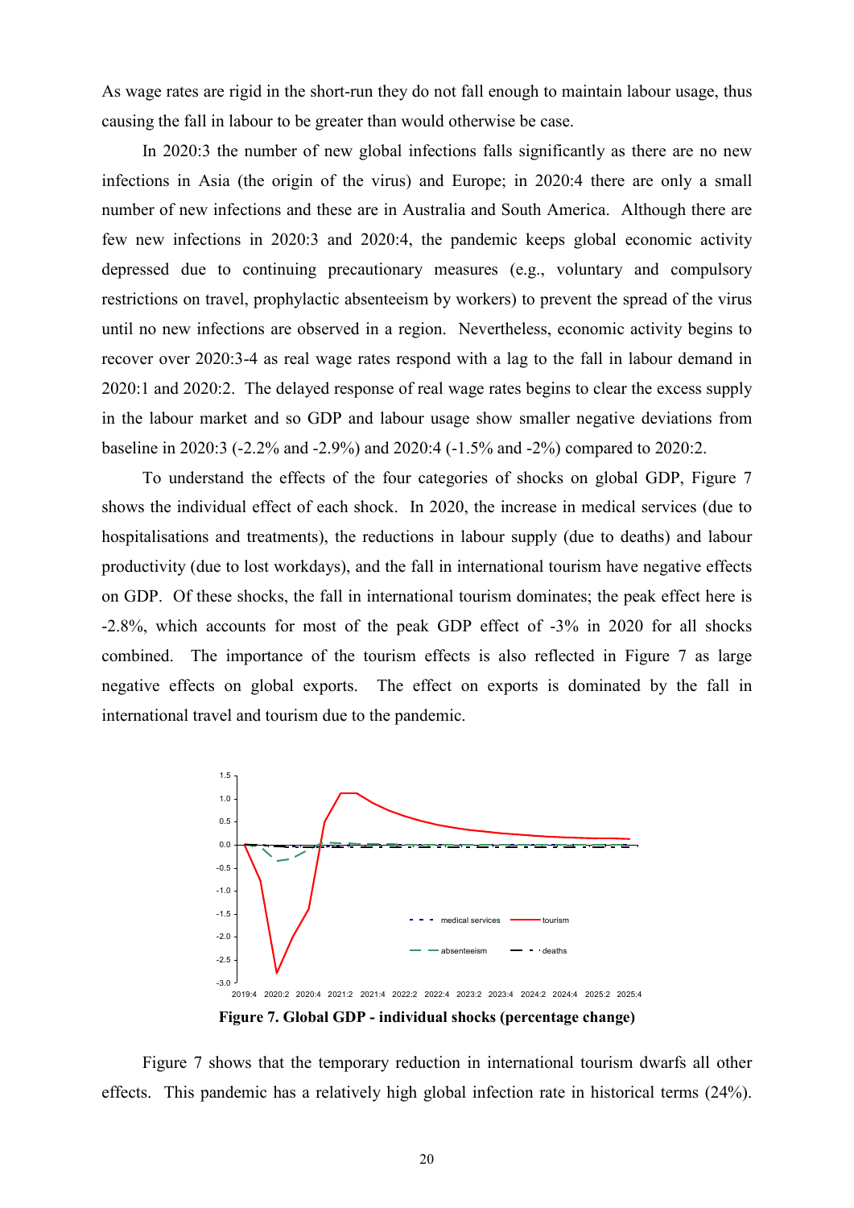As wage rates are rigid in the short-run they do not fall enough to maintain labour usage, thus causing the fall in labour to be greater than would otherwise be case.

In 2020:3 the number of new global infections falls significantly as there are no new infections in Asia (the origin of the virus) and Europe; in 2020:4 there are only a small number of new infections and these are in Australia and South America. Although there are few new infections in 2020:3 and 2020:4, the pandemic keeps global economic activity depressed due to continuing precautionary measures (e.g., voluntary and compulsory restrictions on travel, prophylactic absenteeism by workers) to prevent the spread of the virus until no new infections are observed in a region. Nevertheless, economic activity begins to recover over 2020:3-4 as real wage rates respond with a lag to the fall in labour demand in 2020:1 and 2020:2. The delayed response of real wage rates begins to clear the excess supply in the labour market and so GDP and labour usage show smaller negative deviations from baseline in 2020:3 (-2.2% and -2.9%) and 2020:4 (-1.5% and -2%) compared to 2020:2.

To understand the effects of the four categories of shocks on global GDP, Figure 7 shows the individual effect of each shock. In 2020, the increase in medical services (due to hospitalisations and treatments), the reductions in labour supply (due to deaths) and labour productivity (due to lost workdays), and the fall in international tourism have negative effects on GDP. Of these shocks, the fall in international tourism dominates; the peak effect here is -2.8%, which accounts for most of the peak GDP effect of -3% in 2020 for all shocks combined. The importance of the tourism effects is also reflected in Figure 7 as large negative effects on global exports. The effect on exports is dominated by the fall in international travel and tourism due to the pandemic.

**Figure 7. Global GDP - individual shocks (percentage change)**

Figure 7 shows that the temporary reduction in international tourism dwarfs all other effects. This pandemic has a relatively high global infection rate in historical terms (24%).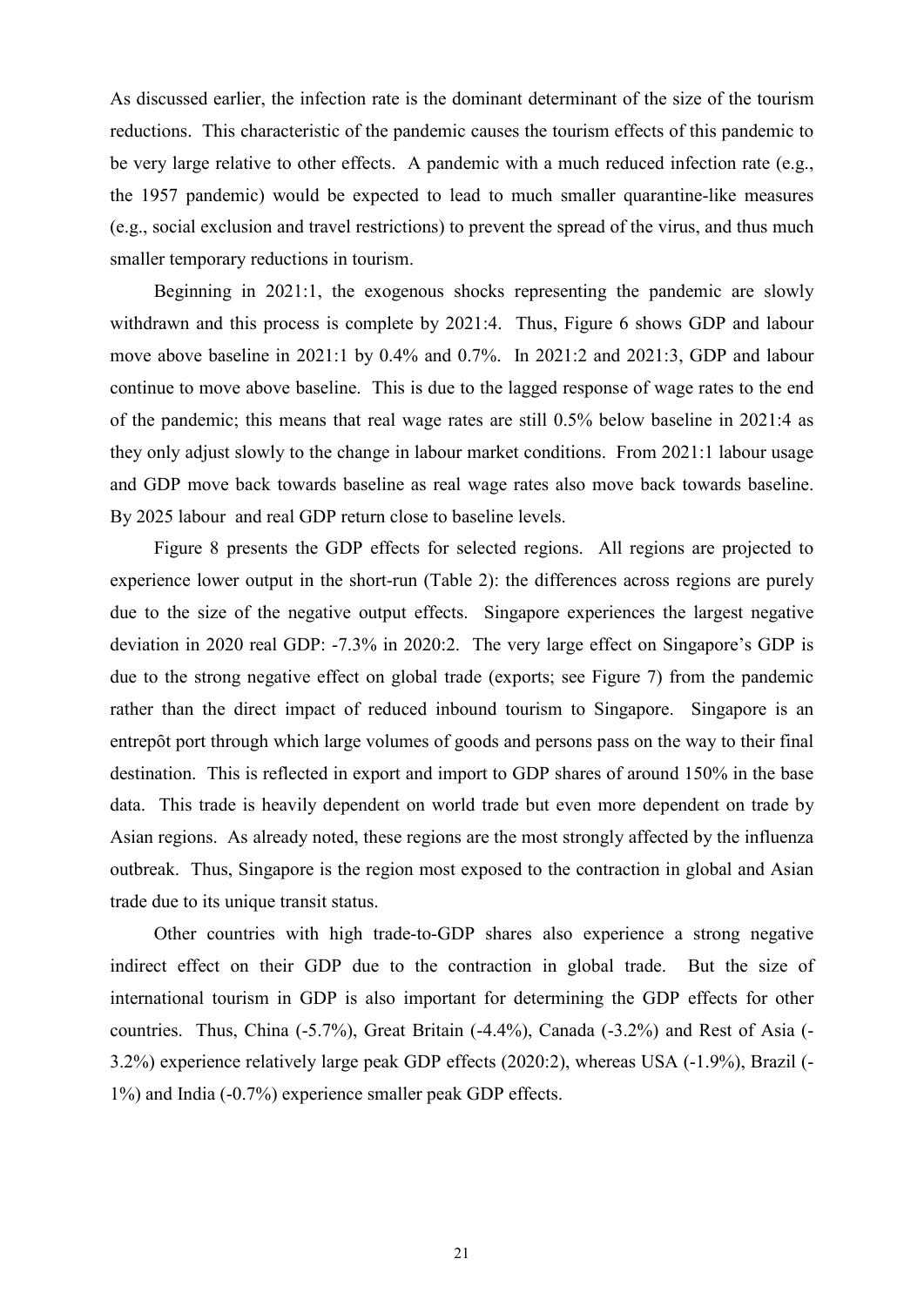As discussed earlier, the infection rate is the dominant determinant of the size of the tourism reductions. This characteristic of the pandemic causes the tourism effects of this pandemic to be very large relative to other effects. A pandemic with a much reduced infection rate (e.g., the 1957 pandemic) would be expected to lead to much smaller quarantine-like measures (e.g., social exclusion and travel restrictions) to prevent the spread of the virus, and thus much smaller temporary reductions in tourism.

Beginning in 2021:1, the exogenous shocks representing the pandemic are slowly withdrawn and this process is complete by 2021:4. Thus, Figure 6 shows GDP and labour move above baseline in 2021:1 by 0.4% and 0.7%. In 2021:2 and 2021:3, GDP and labour continue to move above baseline. This is due to the lagged response of wage rates to the end of the pandemic; this means that real wage rates are still 0.5% below baseline in 2021:4 as they only adjust slowly to the change in labour market conditions. From 2021:1 labour usage and GDP move back towards baseline as real wage rates also move back towards baseline. By 2025 labour and real GDP return close to baseline levels.

Figure 8 presents the GDP effects for selected regions. All regions are projected to experience lower output in the short-run (Table 2): the differences across regions are purely due to the size of the negative output effects. Singapore experiences the largest negative deviation in 2020 real GDP: -7.3% in 2020:2. The very large effect on Singapore's GDP is due to the strong negative effect on global trade (exports; see Figure 7) from the pandemic rather than the direct impact of reduced inbound tourism to Singapore. Singapore is an entrepôt port through which large volumes of goods and persons pass on the way to their final destination. This is reflected in export and import to GDP shares of around 150% in the base data. This trade is heavily dependent on world trade but even more dependent on trade by Asian regions. As already noted, these regions are the most strongly affected by the influenza outbreak. Thus, Singapore is the region most exposed to the contraction in global and Asian trade due to its unique transit status.

Other countries with high trade-to-GDP shares also experience a strong negative indirect effect on their GDP due to the contraction in global trade. But the size of international tourism in GDP is also important for determining the GDP effects for other countries. Thus, China (-5.7%), Great Britain (-4.4%), Canada (-3.2%) and Rest of Asia (-3.2%) experience relatively large peak GDP effects (2020:2), whereas USA (-1.9%), Brazil (-1%) and India (-0.7%) experience smaller peak GDP effects.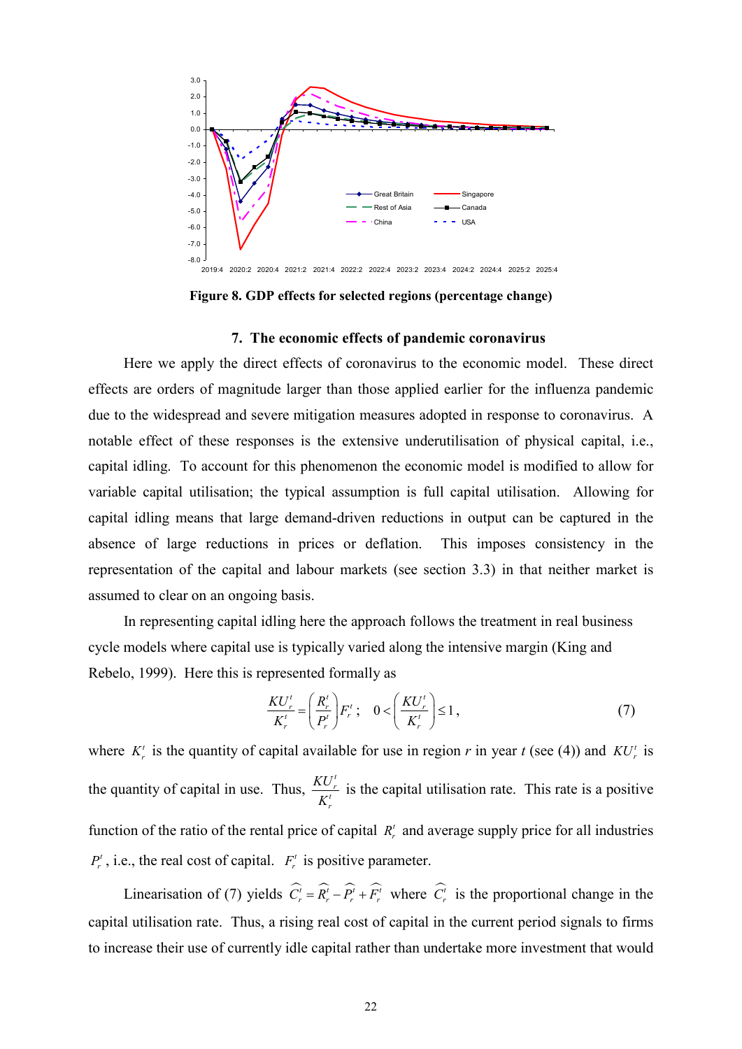Figure 8. GDP effects for selected regions (percentage change)

## 7. The economic effects of pandemic coronavirus

Here we apply the direct effects of coronavirus to the economic model. These direct effects are orders of magnitude larger than those applied earlier for the influenza pandemic due to the widespread and severe mitigation measures adopted in response to coronavirus. A notable effect of these responses is the extensive underutilisation of physical capital, i.e., capital idling. To account for this phenomenon the economic model is modified to allow for variable capital utilisation; the typical assumption is full capital utilisation. Allowing for capital idling means that large demand-driven reductions in output can be captured in the absence of large reductions in prices or deflation. This imposes consistency in the representation of the capital and labour markets (see section 3.3) in that neither market is assumed to clear on an ongoing basis.

In representing capital idling here the approach follows the treatment in real business cycle models where capital use is typically varied along the intensive margin (King and Rebelo, 1999). Here this is represented formally as

$$\frac{KU_r^t}{K_r^t} = \left(\frac{R_r^t}{P_r^t}\right) F_r^t \,; \quad 0 < \left(\frac{KU_r^t}{K_r^t}\right) \leq 1\,, \tag{7}$$

where $K_r^t$ is the quantity of capital available for use in region $r$ in year $t$ (see (4)) and $KU_r^t$ is the quantity of capital in use. Thus, $\frac{KU_r^t}{K_r^t}$ is the capital utilisation rate. This rate is a positive function of the ratio of the rental price of capital $R_r^t$ and average supply price for all industries $P_r^t$, i.e., the real cost of capital. $F_r^t$ is positive parameter.

Linearisation of (7) yields $\widehat{C}_r^t = \widehat{R}_r^t - \widehat{P}_r^t + \widehat{F}_r^t$ where $\widehat{C}_r^t$ is the proportional change in the capital utilisation rate. Thus, a rising real cost of capital in the current period signals to firms to increase their use of currently idle capital rather than undertake more investment that would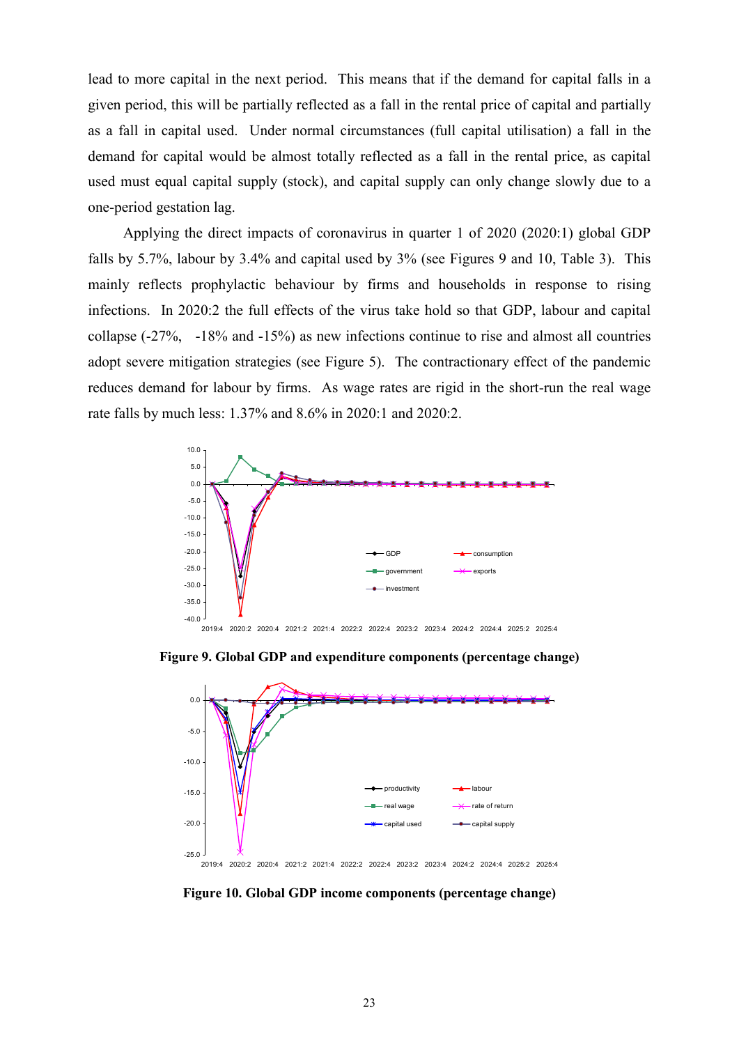lead to more capital in the next period. This means that if the demand for capital falls in a given period, this will be partially reflected as a fall in the rental price of capital and partially as a fall in capital used. Under normal circumstances (full capital utilisation) a fall in the demand for capital would be almost totally reflected as a fall in the rental price, as capital used must equal capital supply (stock), and capital supply can only change slowly due to a one-period gestation lag.

Applying the direct impacts of coronavirus in quarter 1 of 2020 (2020:1) global GDP falls by 5.7%, labour by 3.4% and capital used by 3% (see Figures 9 and 10, Table 3). This mainly reflects prophylactic behaviour by firms and households in response to rising infections. In 2020:2 the full effects of the virus take hold so that GDP, labour and capital collapse (-27%, -18% and -15%) as new infections continue to rise and almost all countries adopt severe mitigation strategies (see Figure 5). The contractionary effect of the pandemic reduces demand for labour by firms. As wage rates are rigid in the short-run the real wage rate falls by much less: 1.37% and 8.6% in 2020:1 and 2020:2.

**Figure 9. Global GDP and expenditure components (percentage change)**

**Figure 10. Global GDP income components (percentage change)**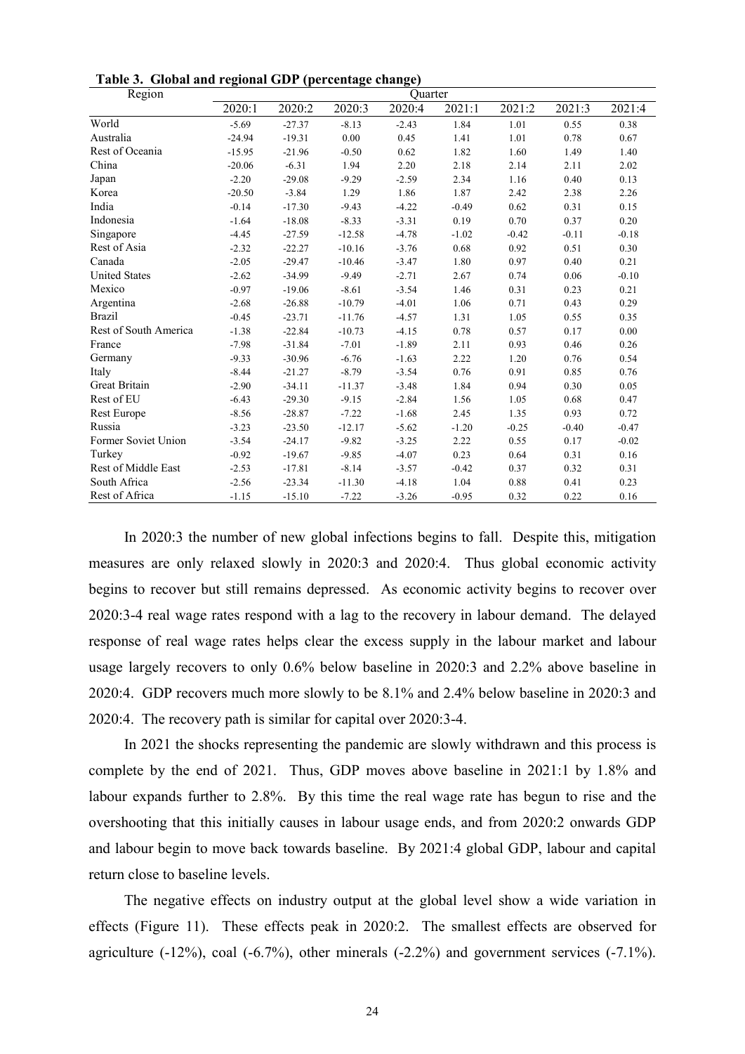**Table 3. Global and regional GDP (percentage change)**

| Region | Quarter | | | | | | | |
|---|---|---|---|---|---|---|---|---|
| | 2020:1 | 2020:2 | 2020:3 | 2020:4 | 2021:1 | 2021:2 | 2021:3 | 2021:4 |
| World | -5.69 | -27.37 | -8.13 | -2.43 | 1.84 | 1.01 | 0.55 | 0.38 |
| Australia | -24.94 | -19.31 | 0.00 | 0.45 | 1.41 | 1.01 | 0.78 | 0.67 |
| Rest of Oceania | -15.95 | -21.96 | -0.50 | 0.62 | 1.82 | 1.60 | 1.49 | 1.40 |
| China | -20.06 | -6.31 | 1.94 | 2.20 | 2.18 | 2.14 | 2.11 | 2.02 |
| Japan | -2.20 | -29.08 | -9.29 | -2.59 | 2.34 | 1.16 | 0.40 | 0.13 |
| Korea | -20.50 | -3.84 | 1.29 | 1.86 | 1.87 | 2.42 | 2.38 | 2.26 |
| India | -0.14 | -17.30 | -9.43 | -4.22 | -0.49 | 0.62 | 0.31 | 0.15 |
| Indonesia | -1.64 | -18.08 | -8.33 | -3.31 | 0.19 | 0.70 | 0.37 | 0.20 |
| Singapore | -4.45 | -27.59 | -12.58 | -4.78 | -1.02 | -0.42 | -0.11 | -0.18 |
| Rest of Asia | -2.32 | -22.27 | -10.16 | -3.76 | 0.68 | 0.92 | 0.51 | 0.30 |
| Canada | -2.05 | -29.47 | -10.46 | -3.47 | 1.80 | 0.97 | 0.40 | 0.21 |
| United States | -2.62 | -34.99 | -9.49 | -2.71 | 2.67 | 0.74 | 0.06 | -0.10 |
| Mexico | -0.97 | -19.06 | -8.61 | -3.54 | 1.46 | 0.31 | 0.23 | 0.21 |
| Argentina | -2.68 | -26.88 | -10.79 | -4.01 | 1.06 | 0.71 | 0.43 | 0.29 |
| Brazil | -0.45 | -23.71 | -11.76 | -4.57 | 1.31 | 1.05 | 0.55 | 0.35 |
| Rest of South America | -1.38 | -22.84 | -10.73 | -4.15 | 0.78 | 0.57 | 0.17 | 0.00 |
| France | -7.98 | -31.84 | -7.01 | -1.89 | 2.11 | 0.93 | 0.46 | 0.26 |
| Germany | -9.33 | -30.96 | -6.76 | -1.63 | 2.22 | 1.20 | 0.76 | 0.54 |
| Italy | -8.44 | -21.27 | -8.79 | -3.54 | 0.76 | 0.91 | 0.85 | 0.76 |
| Great Britain | -2.90 | -34.11 | -11.37 | -3.48 | 1.84 | 0.94 | 0.30 | 0.05 |
| Rest of EU | -6.43 | -29.30 | -9.15 | -2.84 | 1.56 | 1.05 | 0.68 | 0.47 |
| Rest Europe | -8.56 | -28.87 | -7.22 | -1.68 | 2.45 | 1.35 | 0.93 | 0.72 |
| Russia | -3.23 | -23.50 | -12.17 | -5.62 | -1.20 | -0.25 | -0.40 | -0.47 |
| Former Soviet Union | -3.54 | -24.17 | -9.82 | -3.25 | 2.22 | 0.55 | 0.17 | -0.02 |
| Turkey | -0.92 | -19.67 | -9.85 | -4.07 | 0.23 | 0.64 | 0.31 | 0.16 |
| Rest of Middle East | -2.53 | -17.81 | -8.14 | -3.57 | -0.42 | 0.37 | 0.32 | 0.31 |
| South Africa | -2.56 | -23.34 | -11.30 | -4.18 | 1.04 | 0.88 | 0.41 | 0.23 |
| Rest of Africa | -1.15 | -15.10 | -7.22 | -3.26 | -0.95 | 0.32 | 0.22 | 0.16 |

In 2020:3 the number of new global infections begins to fall. Despite this, mitigation measures are only relaxed slowly in 2020:3 and 2020:4. Thus global economic activity begins to recover but still remains depressed. As economic activity begins to recover over 2020:3-4 real wage rates respond with a lag to the recovery in labour demand. The delayed response of real wage rates helps clear the excess supply in the labour market and labour usage largely recovers to only 0.6% below baseline in 2020:3 and 2.2% above baseline in 2020:4. GDP recovers much more slowly to be 8.1% and 2.4% below baseline in 2020:3 and 2020:4. The recovery path is similar for capital over 2020:3-4.

In 2021 the shocks representing the pandemic are slowly withdrawn and this process is complete by the end of 2021. Thus, GDP moves above baseline in 2021:1 by 1.8% and labour expands further to 2.8%. By this time the real wage rate has begun to rise and the overshooting that this initially causes in labour usage ends, and from 2020:2 onwards GDP and labour begin to move back towards baseline. By 2021:4 global GDP, labour and capital return close to baseline levels.

The negative effects on industry output at the global level show a wide variation in effects (Figure 11). These effects peak in 2020:2. The smallest effects are observed for agriculture (-12%), coal (-6.7%), other minerals (-2.2%) and government services (-7.1%).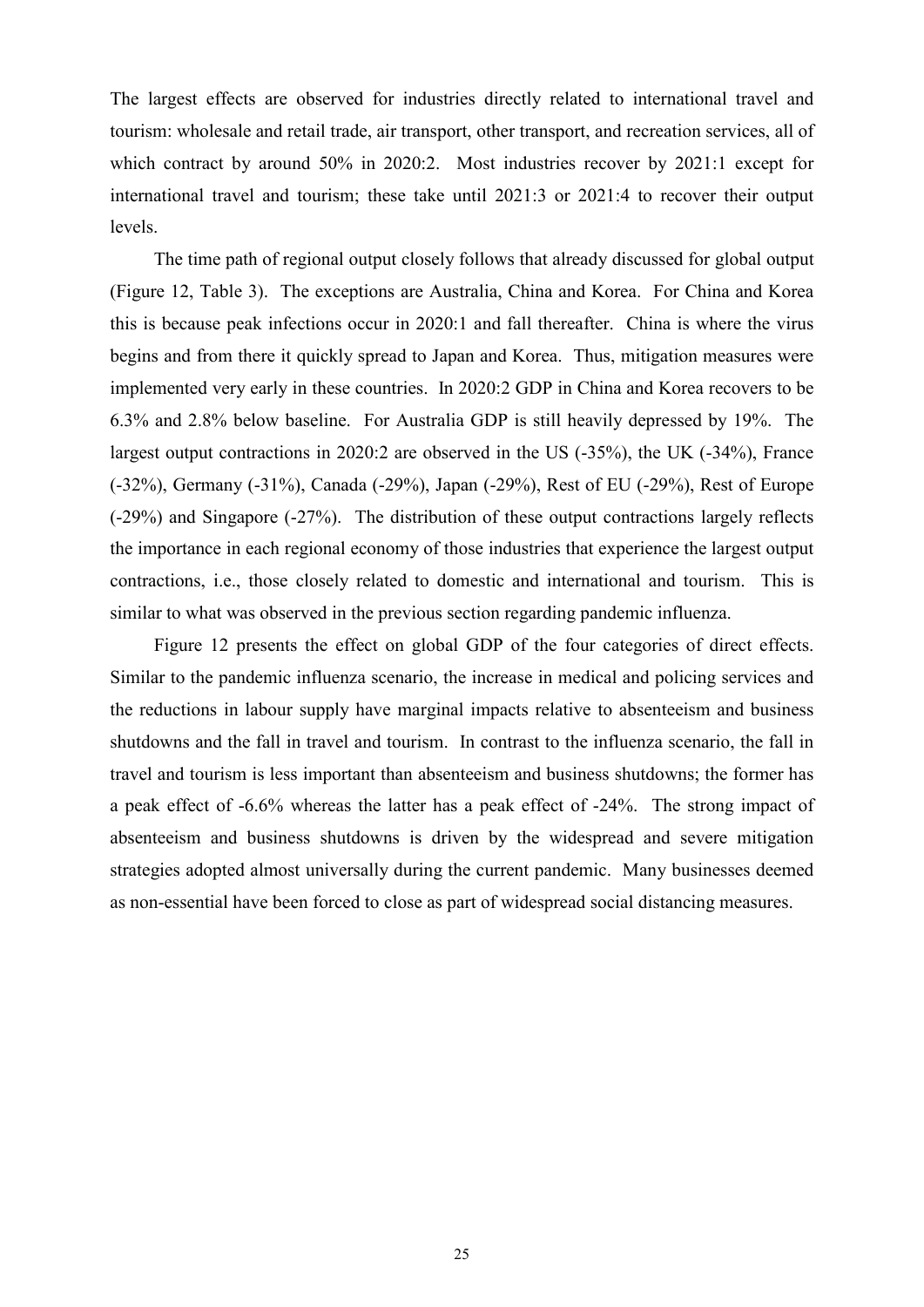The largest effects are observed for industries directly related to international travel and tourism: wholesale and retail trade, air transport, other transport, and recreation services, all of which contract by around 50% in 2020:2. Most industries recover by 2021:1 except for international travel and tourism; these take until 2021:3 or 2021:4 to recover their output levels.

The time path of regional output closely follows that already discussed for global output (Figure 12, Table 3). The exceptions are Australia, China and Korea. For China and Korea this is because peak infections occur in 2020:1 and fall thereafter. China is where the virus begins and from there it quickly spread to Japan and Korea. Thus, mitigation measures were implemented very early in these countries. In 2020:2 GDP in China and Korea recovers to be 6.3% and 2.8% below baseline. For Australia GDP is still heavily depressed by 19%. The largest output contractions in 2020:2 are observed in the US (-35%), the UK (-34%), France (-32%), Germany (-31%), Canada (-29%), Japan (-29%), Rest of EU (-29%), Rest of Europe (-29%) and Singapore (-27%). The distribution of these output contractions largely reflects the importance in each regional economy of those industries that experience the largest output contractions, i.e., those closely related to domestic and international and tourism. This is similar to what was observed in the previous section regarding pandemic influenza.

Figure 12 presents the effect on global GDP of the four categories of direct effects. Similar to the pandemic influenza scenario, the increase in medical and policing services and the reductions in labour supply have marginal impacts relative to absenteeism and business shutdowns and the fall in travel and tourism. In contrast to the influenza scenario, the fall in travel and tourism is less important than absenteeism and business shutdowns; the former has a peak effect of -6.6% whereas the latter has a peak effect of -24%. The strong impact of absenteeism and business shutdowns is driven by the widespread and severe mitigation strategies adopted almost universally during the current pandemic. Many businesses deemed as non-essential have been forced to close as part of widespread social distancing measures.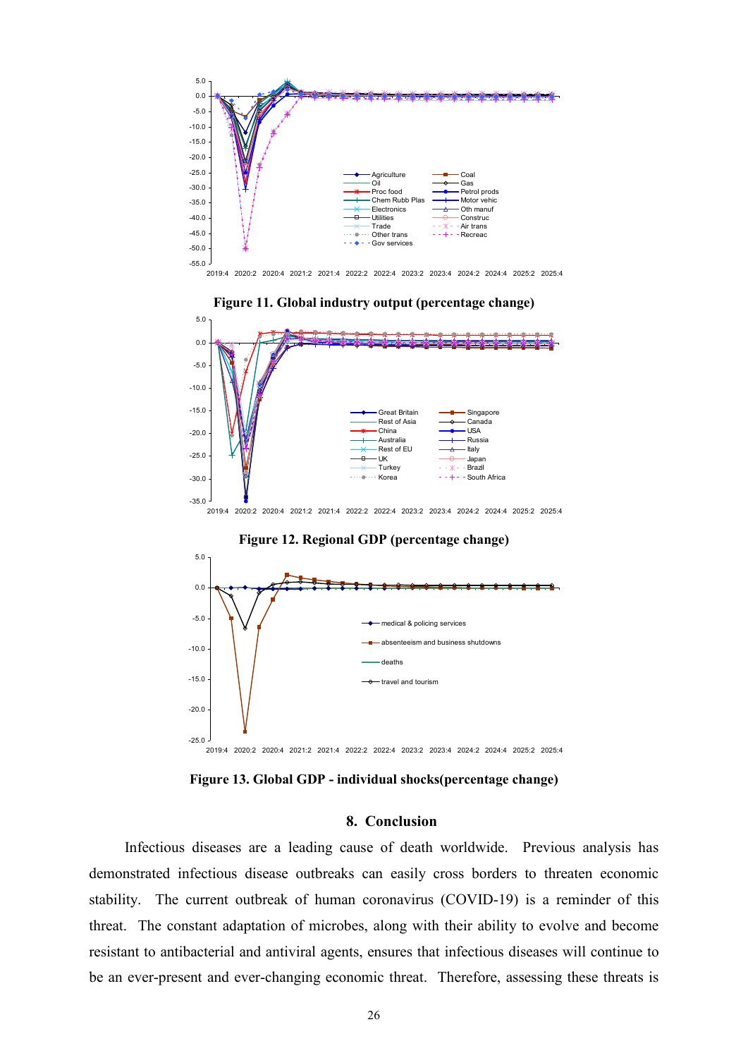Figure 11. Global industry output (percentage change)

Figure 12. Regional GDP (percentage change)

Figure 13. Global GDP - individual shocks(percentage change)

## 8. Conclusion

Infectious diseases are a leading cause of death worldwide. Previous analysis has demonstrated infectious disease outbreaks can easily cross borders to threaten economic stability. The current outbreak of human coronavirus (COVID-19) is a reminder of this threat. The constant adaptation of microbes, along with their ability to evolve and become resistant to antibacterial and antiviral agents, ensures that infectious diseases will continue to be an ever-present and ever-changing economic threat. Therefore, assessing these threats is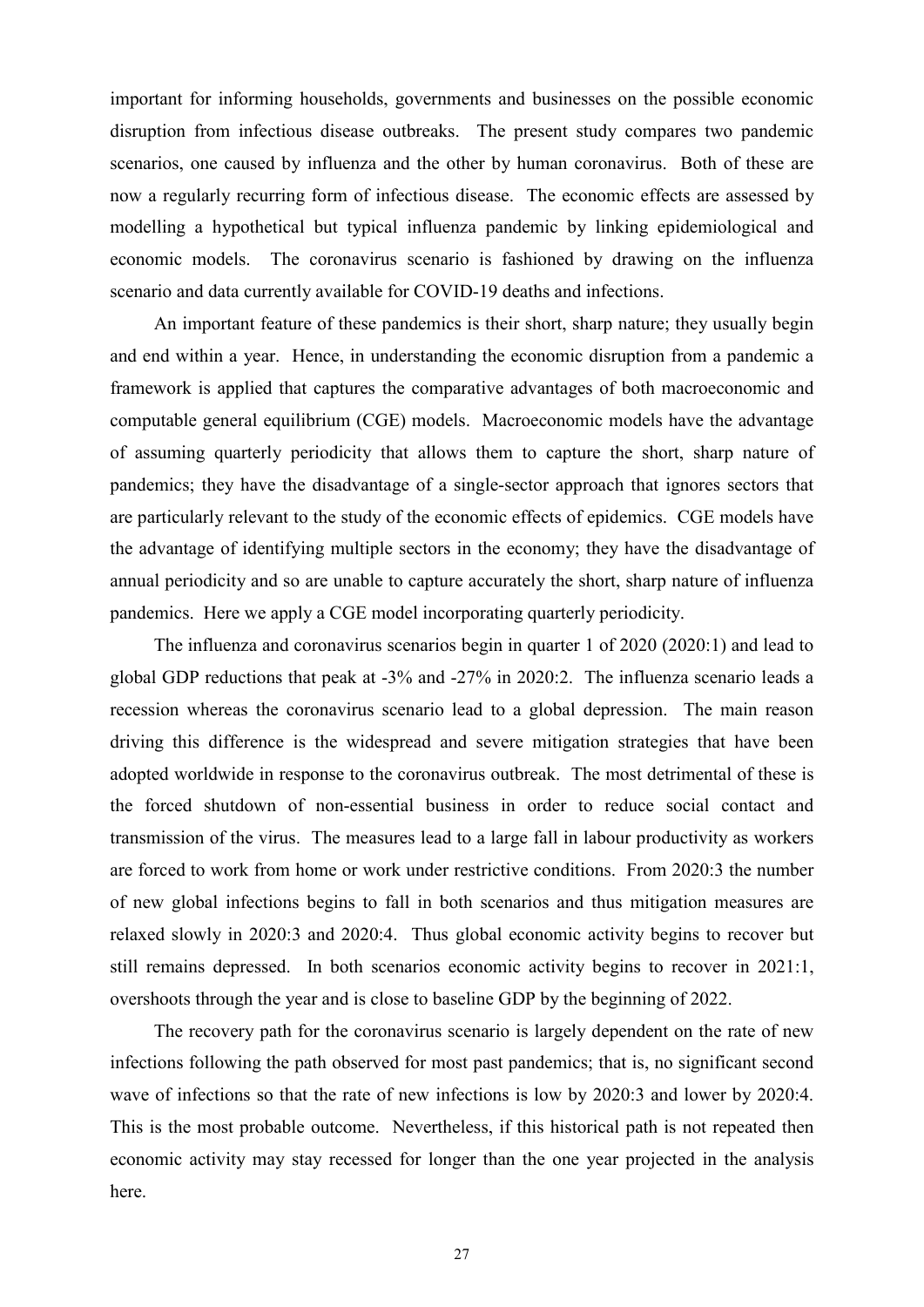important for informing households, governments and businesses on the possible economic disruption from infectious disease outbreaks. The present study compares two pandemic scenarios, one caused by influenza and the other by human coronavirus. Both of these are now a regularly recurring form of infectious disease. The economic effects are assessed by modelling a hypothetical but typical influenza pandemic by linking epidemiological and economic models. The coronavirus scenario is fashioned by drawing on the influenza scenario and data currently available for COVID-19 deaths and infections.

An important feature of these pandemics is their short, sharp nature; they usually begin and end within a year. Hence, in understanding the economic disruption from a pandemic a framework is applied that captures the comparative advantages of both macroeconomic and computable general equilibrium (CGE) models. Macroeconomic models have the advantage of assuming quarterly periodicity that allows them to capture the short, sharp nature of pandemics; they have the disadvantage of a single-sector approach that ignores sectors that are particularly relevant to the study of the economic effects of epidemics. CGE models have the advantage of identifying multiple sectors in the economy; they have the disadvantage of annual periodicity and so are unable to capture accurately the short, sharp nature of influenza pandemics. Here we apply a CGE model incorporating quarterly periodicity.

The influenza and coronavirus scenarios begin in quarter 1 of 2020 (2020:1) and lead to global GDP reductions that peak at -3% and -27% in 2020:2. The influenza scenario leads a recession whereas the coronavirus scenario lead to a global depression. The main reason driving this difference is the widespread and severe mitigation strategies that have been adopted worldwide in response to the coronavirus outbreak. The most detrimental of these is the forced shutdown of non-essential business in order to reduce social contact and transmission of the virus. The measures lead to a large fall in labour productivity as workers are forced to work from home or work under restrictive conditions. From 2020:3 the number of new global infections begins to fall in both scenarios and thus mitigation measures are relaxed slowly in 2020:3 and 2020:4. Thus global economic activity begins to recover but still remains depressed. In both scenarios economic activity begins to recover in 2021:1, overshoots through the year and is close to baseline GDP by the beginning of 2022.

The recovery path for the coronavirus scenario is largely dependent on the rate of new infections following the path observed for most past pandemics; that is, no significant second wave of infections so that the rate of new infections is low by 2020:3 and lower by 2020:4. This is the most probable outcome. Nevertheless, if this historical path is not repeated then economic activity may stay recessed for longer than the one year projected in the analysis here.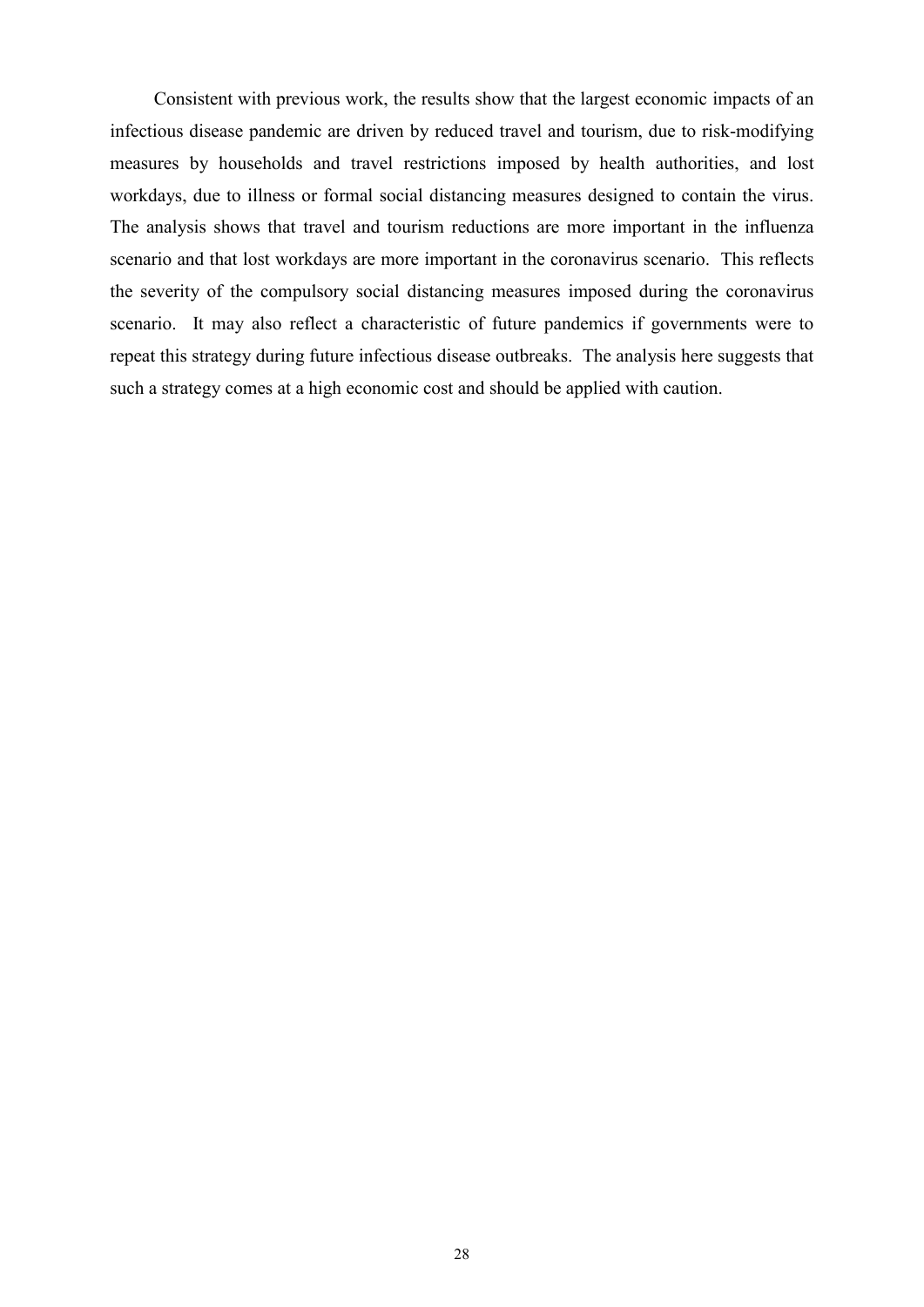Consistent with previous work, the results show that the largest economic impacts of an infectious disease pandemic are driven by reduced travel and tourism, due to risk-modifying measures by households and travel restrictions imposed by health authorities, and lost workdays, due to illness or formal social distancing measures designed to contain the virus. The analysis shows that travel and tourism reductions are more important in the influenza scenario and that lost workdays are more important in the coronavirus scenario. This reflects the severity of the compulsory social distancing measures imposed during the coronavirus scenario. It may also reflect a characteristic of future pandemics if governments were to repeat this strategy during future infectious disease outbreaks. The analysis here suggests that such a strategy comes at a high economic cost and should be applied with caution.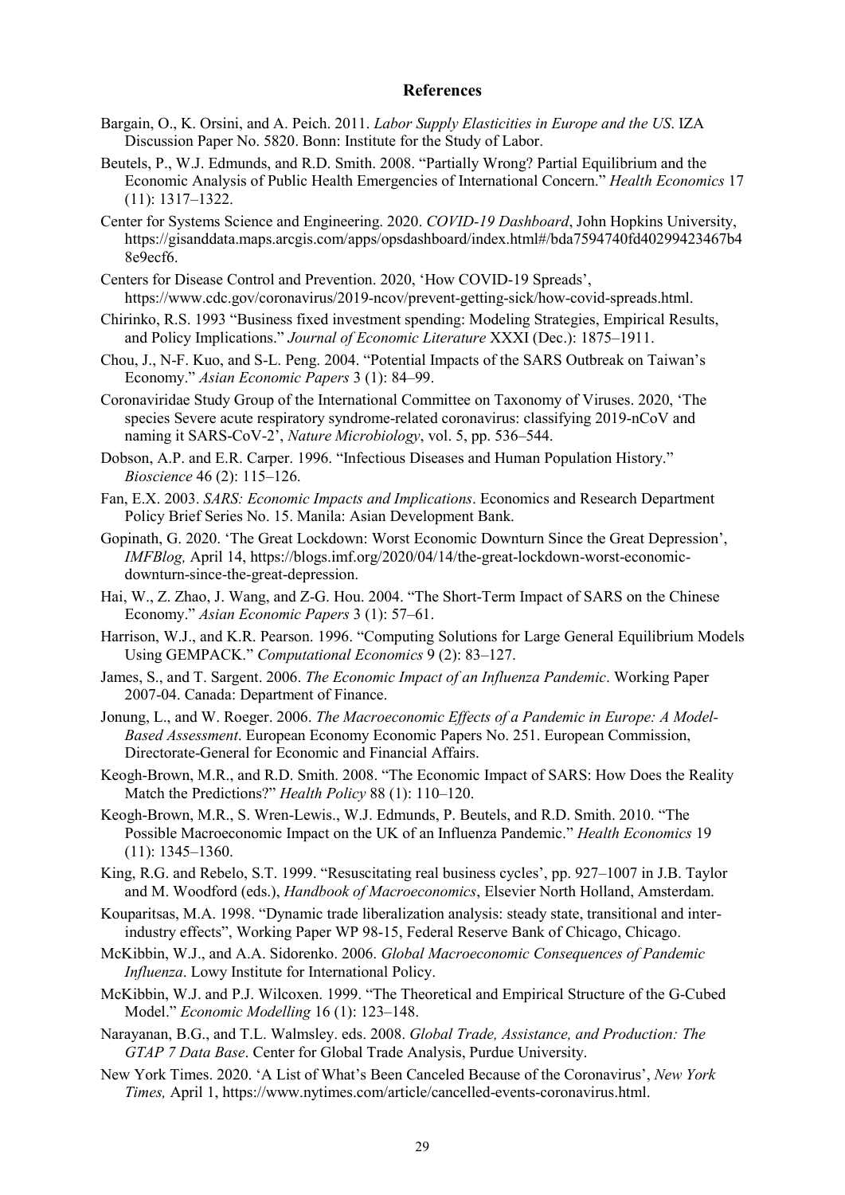## References

Bargain, O., K. Orsini, and A. Peich. 2011. *Labor Supply Elasticities in Europe and the US*. IZA Discussion Paper No. 5820. Bonn: Institute for the Study of Labor.

Beutels, P., W.J. Edmunds, and R.D. Smith. 2008. "Partially Wrong? Partial Equilibrium and the Economic Analysis of Public Health Emergencies of International Concern." *Health Economics* 17 (11): 1317–1322.

Center for Systems Science and Engineering. 2020. *COVID-19 Dashboard*, John Hopkins University, https://gisanddata.maps.arcgis.com/apps/opsdashboard/index.html#/bda7594740fd40299423467b48e9ecf6.

Centers for Disease Control and Prevention. 2020, 'How COVID-19 Spreads', https://www.cdc.gov/coronavirus/2019-ncov/prevent-getting-sick/how-covid-spreads.html.

Chirinko, R.S. 1993 "Business fixed investment spending: Modeling Strategies, Empirical Results, and Policy Implications." *Journal of Economic Literature* XXXI (Dec.): 1875–1911.

Chou, J., N-F. Kuo, and S-L. Peng. 2004. "Potential Impacts of the SARS Outbreak on Taiwan's Economy." *Asian Economic Papers* 3 (1): 84–99.

Coronaviridae Study Group of the International Committee on Taxonomy of Viruses. 2020, 'The species Severe acute respiratory syndrome-related coronavirus: classifying 2019-nCoV and naming it SARS-CoV-2', *Nature Microbiology*, vol. 5, pp. 536–544.

Dobson, A.P. and E.R. Carper. 1996. "Infectious Diseases and Human Population History." *Bioscience* 46 (2): 115–126.

Fan, E.X. 2003. *SARS: Economic Impacts and Implications*. Economics and Research Department Policy Brief Series No. 15. Manila: Asian Development Bank.

Gopinath, G. 2020. 'The Great Lockdown: Worst Economic Downturn Since the Great Depression', *IMFBlog,* April 14, https://blogs.imf.org/2020/04/14/the-great-lockdown-worst-economic-downturn-since-the-great-depression.

Hai, W., Z. Zhao, J. Wang, and Z-G. Hou. 2004. "The Short-Term Impact of SARS on the Chinese Economy." *Asian Economic Papers* 3 (1): 57–61.

Harrison, W.J., and K.R. Pearson. 1996. "Computing Solutions for Large General Equilibrium Models Using GEMPACK." *Computational Economics* 9 (2): 83–127.

James, S., and T. Sargent. 2006. *The Economic Impact of an Influenza Pandemic*. Working Paper 2007-04. Canada: Department of Finance.

Jonung, L., and W. Roeger. 2006. *The Macroeconomic Effects of a Pandemic in Europe: A Model-Based Assessment*. European Economy Economic Papers No. 251. European Commission, Directorate-General for Economic and Financial Affairs.

Keogh-Brown, M.R., and R.D. Smith. 2008. "The Economic Impact of SARS: How Does the Reality Match the Predictions?" *Health Policy* 88 (1): 110–120.

Keogh-Brown, M.R., S. Wren-Lewis., W.J. Edmunds, P. Beutels, and R.D. Smith. 2010. "The Possible Macroeconomic Impact on the UK of an Influenza Pandemic." *Health Economics* 19 (11): 1345–1360.

King, R.G. and Rebelo, S.T. 1999. "Resuscitating real business cycles', pp. 927–1007 in J.B. Taylor and M. Woodford (eds.), *Handbook of Macroeconomics*, Elsevier North Holland, Amsterdam.

Kouparitsas, M.A. 1998. "Dynamic trade liberalization analysis: steady state, transitional and inter-industry effects", Working Paper WP 98-15, Federal Reserve Bank of Chicago, Chicago.

McKibbin, W.J., and A.A. Sidorenko. 2006. *Global Macroeconomic Consequences of Pandemic Influenza*. Lowy Institute for International Policy.

McKibbin, W.J. and P.J. Wilcoxen. 1999. "The Theoretical and Empirical Structure of the G-Cubed Model." *Economic Modelling* 16 (1): 123–148.

Narayanan, B.G., and T.L. Walmsley. eds. 2008. *Global Trade, Assistance, and Production: The GTAP 7 Data Base*. Center for Global Trade Analysis, Purdue University.

New York Times. 2020. 'A List of What's Been Canceled Because of the Coronavirus', *New York Times,* April 1, https://www.nytimes.com/article/cancelled-events-coronavirus.html.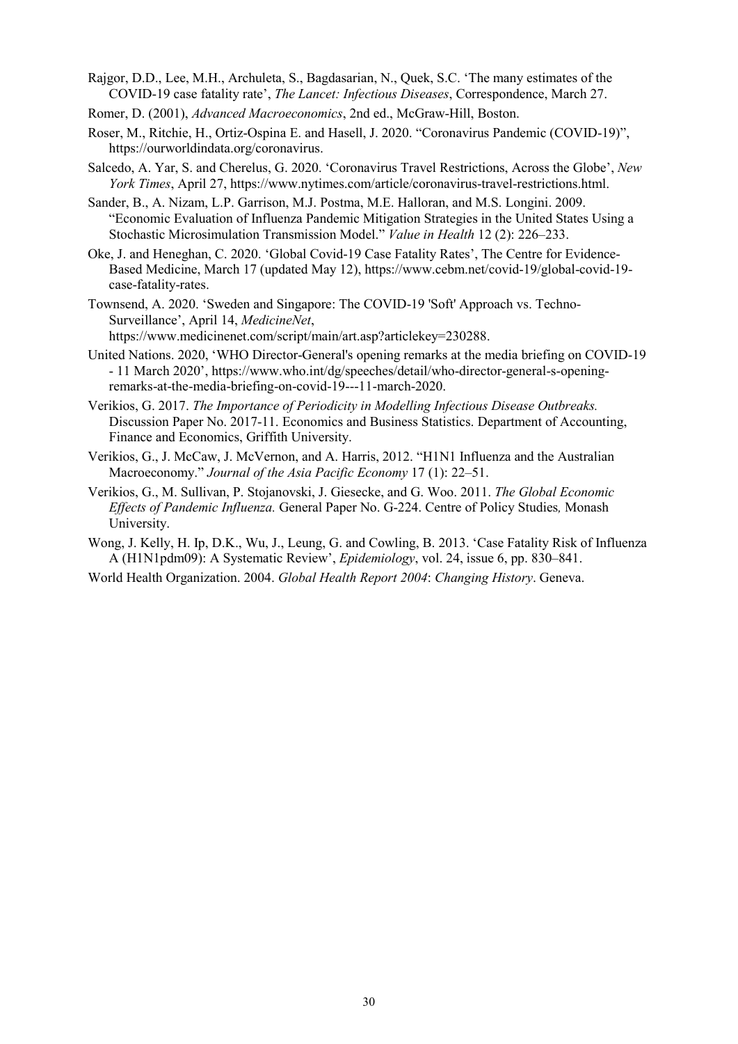Rajgor, D.D., Lee, M.H., Archuleta, S., Bagdasarian, N., Quek, S.C. 'The many estimates of the COVID-19 case fatality rate', *The Lancet: Infectious Diseases*, Correspondence, March 27.

Romer, D. (2001), *Advanced Macroeconomics*, 2nd ed., McGraw-Hill, Boston.

Roser, M., Ritchie, H., Ortiz-Ospina E. and Hasell, J. 2020. "Coronavirus Pandemic (COVID-19)", https://ourworldindata.org/coronavirus.

Salcedo, A. Yar, S. and Cherelus, G. 2020. 'Coronavirus Travel Restrictions, Across the Globe', *New York Times*, April 27, https://www.nytimes.com/article/coronavirus-travel-restrictions.html.

Sander, B., A. Nizam, L.P. Garrison, M.J. Postma, M.E. Halloran, and M.S. Longini. 2009. "Economic Evaluation of Influenza Pandemic Mitigation Strategies in the United States Using a Stochastic Microsimulation Transmission Model." *Value in Health* 12 (2): 226–233.

Oke, J. and Heneghan, C. 2020. 'Global Covid-19 Case Fatality Rates', The Centre for Evidence-Based Medicine, March 17 (updated May 12), https://www.cebm.net/covid-19/global-covid-19-case-fatality-rates.

Townsend, A. 2020. 'Sweden and Singapore: The COVID-19 'Soft' Approach vs. Techno-Surveillance', April 14, *MedicineNet*, https://www.medicinenet.com/script/main/art.asp?articlekey=230288.

United Nations. 2020, 'WHO Director-General's opening remarks at the media briefing on COVID-19 - 11 March 2020', https://www.who.int/dg/speeches/detail/who-director-general-s-opening-remarks-at-the-media-briefing-on-covid-19---11-march-2020.

Verikios, G. 2017. *The Importance of Periodicity in Modelling Infectious Disease Outbreaks.* Discussion Paper No. 2017-11. Economics and Business Statistics. Department of Accounting, Finance and Economics, Griffith University.

Verikios, G., J. McCaw, J. McVernon, and A. Harris, 2012. "H1N1 Influenza and the Australian Macroeconomy." *Journal of the Asia Pacific Economy* 17 (1): 22–51.

Verikios, G., M. Sullivan, P. Stojanovski, J. Giesecke, and G. Woo. 2011. *The Global Economic Effects of Pandemic Influenza.* General Paper No. G-224. Centre of Policy Studies*,* Monash University.

Wong, J. Kelly, H. Ip, D.K., Wu, J., Leung, G. and Cowling, B. 2013. 'Case Fatality Risk of Influenza A (H1N1pdm09): A Systematic Review', *Epidemiology*, vol. 24, issue 6, pp. 830–841.

World Health Organization. 2004. *Global Health Report 2004*: *Changing History*. Geneva.